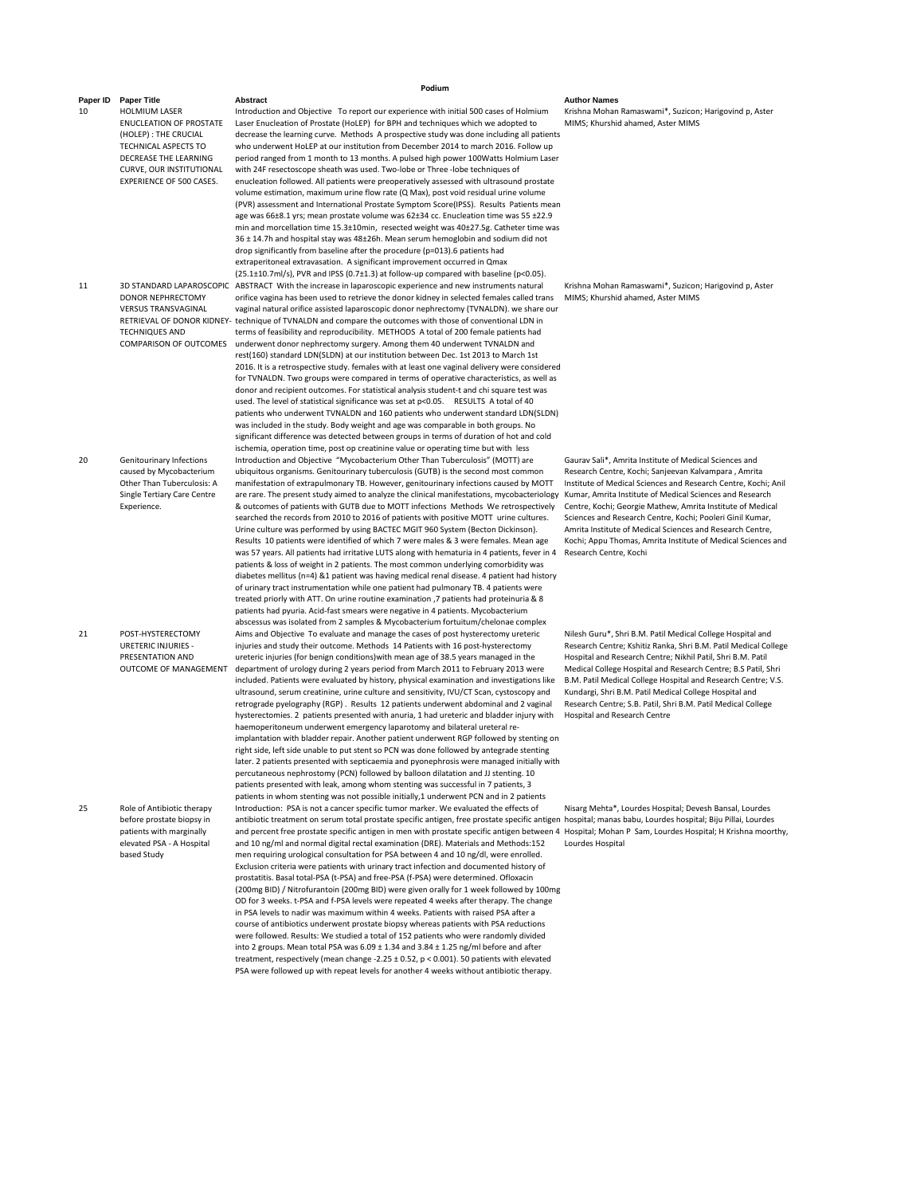**Podium**

| Paper ID | Paper Title | Abstract | Author Names |
| --- | --- | --- | --- |
| 10 | HOLMIUM LASER ENUCLEATION OF PROSTATE (HOLEP) : THE CRUCIAL TECHNICAL ASPECTS TO DECREASE THE LEARNING CURVE, OUR INSTITUTIONAL EXPERIENCE OF 500 CASES. | Introduction and Objective To report our experience with initial 500 cases of Holmium Laser Enucleation of Prostate (HoLEP) for BPH and techniques which we adopted to decrease the learning curve. Methods A prospective study was done including all patients who underwent HoLEP at our institution from December 2014 to march 2016. Follow up period ranged from 1 month to 13 months. A pulsed high power 100Watts Holmium Laser with 24F resectoscope sheath was used. Two-lobe or Three -lobe techniques of enucleation followed. All patients were preoperatively assessed with ultrasound prostate volume estimation, maximum urine flow rate (Q Max), post void residual urine volume (PVR) assessment and International Prostate Symptom Score(IPSS). Results Patients mean age was 66±8.1 yrs; mean prostate volume was 62±34 cc. Enucleation time was 55 ±22.9 min and morcellation time 15.3±10min, resected weight was 40±27.5g. Catheter time was 36 ± 14.7h and hospital stay was 48±26h. Mean serum hemoglobin and sodium did not drop significantly from baseline after the procedure (p=013).6 patients had extraperitoneal extravasation. A significant improvement occurred in Qmax (25.1±10.7ml/s), PVR and IPSS (0.7±1.3) at follow-up compared with baseline (p<0.05). | Krishna Mohan Ramaswami*, Suzicon; Harigovind p, Aster MIMS; Khurshid ahamed, Aster MIMS |
| 11 | 3D STANDARD LAPAROSCOPIC DONOR NEPHRECTOMY VERSUS TRANSVAGINAL RETRIEVAL OF DONOR KIDNEY-TECHNIQUES AND COMPARISON OF OUTCOMES | ABSTRACT With the increase in laparoscopic experience and new instruments natural orifice vagina has been used to retrieve the donor kidney in selected females called trans vaginal natural orifice assisted laparoscopic donor nephrectomy (TVNALDN). we share our technique of TVNALDN and compare the outcomes with those of conventional LDN in terms of feasibility and reproducibility. METHODS A total of 200 female patients had underwent donor nephrectomy surgery. Among them 40 underwent TVNALDN and rest(160) standard LDN(SLDN) at our institution between Dec. 1st 2013 to March 1st 2016. It is a retrospective study. females with at least one vaginal delivery were considered for TVNALDN. Two groups were compared in terms of operative characteristics, as well as donor and recipient outcomes. For statistical analysis student-t and chi square test was used. The level of statistical significance was set at p<0.05. RESULTS A total of 40 patients who underwent TVNALDN and 160 patients who underwent standard LDN(SLDN) was included in the study. Body weight and age was comparable in both groups. No significant difference was detected between groups in terms of duration of hot and cold ischemia, operation time, post op creatinine value or operating time but with less | Krishna Mohan Ramaswami*, Suzicon; Harigovind p, Aster MIMS; Khurshid ahamed, Aster MIMS |
| 20 | Genitourinary Infections caused by Mycobacterium Other Than Tuberculosis: A Single Tertiary Care Centre Experience. | Introduction and Objective "Mycobacterium Other Than Tuberculosis" (MOTT) are ubiquitous organisms. Genitourinary tuberculosis (GUTB) is the second most common manifestation of extrapulmonary TB. However, genitourinary infections caused by MOTT are rare. The present study aimed to analyze the clinical manifestations, mycobacteriology & outcomes of patients with GUTB due to MOTT infections Methods We retrospectively searched the records from 2010 to 2016 of patients with positive MOTT urine cultures. Urine culture was performed by using BACTEC MGIT 960 System (Becton Dickinson). Results 10 patients were identified of which 7 were males & 3 were females. Mean age was 57 years. All patients had irritative LUTS along with hematuria in 4 patients, fever in 4 patients & loss of weight in 2 patients. The most common underlying comorbidity was diabetes mellitus (n=4) &1 patient was having medical renal disease. 4 patient had history of urinary tract instrumentation while one patient had pulmonary TB. 4 patients were treated priorly with ATT. On urine routine examination ,7 patients had proteinuria & 8 patients had pyuria. Acid-fast smears were negative in 4 patients. Mycobacterium abscessus was isolated from 2 samples & Mycobacterium fortuitum/chelonae complex | Gaurav Sali*, Amrita Institute of Medical Sciences and Research Centre, Kochi; Sanjeevan Kalvampara , Amrita Institute of Medical Sciences and Research Centre, Kochi; Anil Kumar, Amrita Institute of Medical Sciences and Research Centre, Kochi; Georgie Mathew, Amrita Institute of Medical Sciences and Research Centre, Kochi; Pooleri Ginil Kumar, Amrita Institute of Medical Sciences and Research Centre, Kochi; Appu Thomas, Amrita Institute of Medical Sciences and Research Centre, Kochi |
| 21 | POST-HYSTERECTOMY URETERIC INJURIES - PRESENTATION AND OUTCOME OF MANAGEMENT | Aims and Objective To evaluate and manage the cases of post hysterectomy ureteric injuries and study their outcome. Methods 14 Patients with 16 post-hysterectomy ureteric injuries (for benign conditions)with mean age of 38.5 years managed in the department of urology during 2 years period from March 2011 to February 2013 were included. Patients were evaluated by history, physical examination and investigations like ultrasound, serum creatinine, urine culture and sensitivity, IVU/CT Scan, cystoscopy and retrograde pyelography (RGP) . Results 12 patients underwent abdominal and 2 vaginal hysterectomies. 2 patients presented with anuria, 1 had ureteric and bladder injury with haemoperitoneum underwent emergency laparotomy and bilateral ureteral re-implantation with bladder repair. Another patient underwent RGP followed by stenting on right side, left side unable to put stent so PCN was done followed by antegrade stenting later. 2 patients presented with septicaemia and pyonephrosis were managed initially with percutaneous nephrostomy (PCN) followed by balloon dilatation and JJ stenting. 10 patients presented with leak, among whom stenting was successful in 7 patients, 3 patients in whom stenting was not possible initially,1 underwent PCN and in 2 patients | Nilesh Guru*, Shri B.M. Patil Medical College Hospital and Research Centre; Kshitiz Ranka, Shri B.M. Patil Medical College Hospital and Research Centre; Nikhil Patil, Shri B.M. Patil Medical College Hospital and Research Centre; B.S Patil, Shri B.M. Patil Medical College Hospital and Research Centre; V.S. Kundargi, Shri B.M. Patil Medical College Hospital and Research Centre; S.B. Patil, Shri B.M. Patil Medical College Hospital and Research Centre |
| 25 | Role of Antibiotic therapy before prostate biopsy in patients with marginally elevated PSA - A Hospital based Study | Introduction: PSA is not a cancer specific tumor marker. We evaluated the effects of antibiotic treatment on serum total prostate specific antigen, free prostate specific antigen and percent free prostate specific antigen in men with prostate specific antigen between 4 and 10 ng/ml and normal digital rectal examination (DRE). Materials and Methods:152 men requiring urological consultation for PSA between 4 and 10 ng/dl, were enrolled. Exclusion criteria were patients with urinary tract infection and documented history of prostatitis. Basal total-PSA (t-PSA) and free-PSA (f-PSA) were determined. Ofloxacin (200mg BID) / Nitrofurantoin (200mg BID) were given orally for 1 week followed by 100mg OD for 3 weeks. t-PSA and f-PSA levels were repeated 4 weeks after therapy. The change in PSA levels to nadir was maximum within 4 weeks. Patients with raised PSA after a course of antibiotics underwent prostate biopsy whereas patients with PSA reductions were followed. Results: We studied a total of 152 patients who were randomly divided into 2 groups. Mean total PSA was 6.09 ± 1.34 and 3.84 ± 1.25 ng/ml before and after treatment, respectively (mean change -2.25 ± 0.52, p < 0.001). 50 patients with elevated PSA were followed up with repeat levels for another 4 weeks without antibiotic therapy. | Nisarg Mehta*, Lourdes Hospital; Devesh Bansal, Lourdes hospital; manas babu, Lourdes hospital; Biju Pillai, Lourdes Hospital; Mohan P Sam, Lourdes Hospital; H Krishna moorthy, Lourdes Hospital |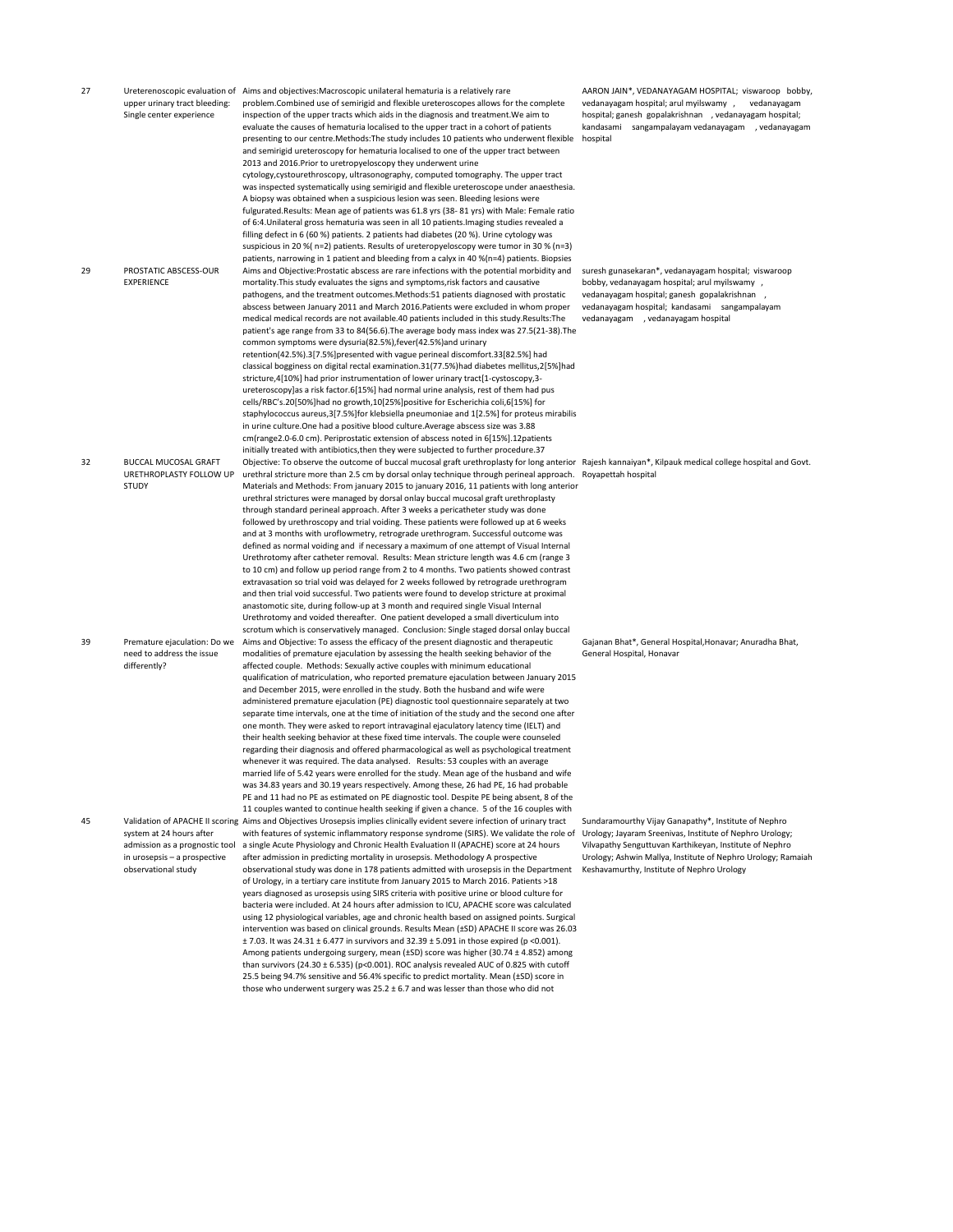| | | | |
|---|---|---|---|
| 27 | Ureterenoscopic evaluation of upper urinary tract bleeding: Single center experience | Aims and objectives:Macroscopic unilateral hematuria is a relatively rare problem.Combined use of semirigid and flexible ureteroscopes allows for the complete inspection of the upper tracts which aids in the diagnosis and treatment.We aim to evaluate the causes of hematuria localised to the upper tract in a cohort of patients presenting to our centre.Methods:The study includes 10 patients who underwent flexible and semirigid ureteroscopy for hematuria localised to one of the upper tract between 2013 and 2016.Prior to uretropyeloscopy they underwent urine cytology,cystourethroscopy, ultrasonography, computed tomography. The upper tract was inspected systematically using semirigid and flexible ureteroscope under anaesthesia. A biopsy was obtained when a suspicious lesion was seen. Bleeding lesions were fulgurated.Results: Mean age of patients was 61.8 yrs (38- 81 yrs) with Male: Female ratio of 6:4.Unilateral gross hematuria was seen in all 10 patients.Imaging studies revealed a filling defect in 6 (60 %) patients. 2 patients had diabetes (20 %). Urine cytology was suspicious in 20 %( n=2) patients. Results of ureteropyeloscopy were tumor in 30 % (n=3) patients, narrowing in 1 patient and bleeding from a calyx in 40 %(n=4) patients. Biopsies | AARON JAIN*, VEDANAYAGAM HOSPITAL; viswaroop bobby, vedanayagam hospital; arul myilswamy , vedanayagam hospital; ganesh gopalakrishnan , vedanayagam hospital; kandasami sangampalayam vedanayagam , vedanayagam hospital |
| 29 | PROSTATIC ABSCESS-OUR EXPERIENCE | Aims and Objective:Prostatic abscess are rare infections with the potential morbidity and mortality.This study evaluates the signs and symptoms,risk factors and causative pathogens, and the treatment outcomes.Methods:51 patients diagnosed with prostatic abscess between January 2011 and March 2016.Patients were excluded in whom proper medical medical records are not available.40 patients included in this study.Results:The patient's age range from 33 to 84(56.6).The average body mass index was 27.5(21-38).The common symptoms were dysuria(82.5%),fever(42.5%)and urinary retention(42.5%).3[7.5%]presented with vague perineal discomfort.33[82.5%] had classical bogginess on digital rectal examination.31(77.5%)had diabetes mellitus,2[5%]had stricture,4[10%] had prior instrumentation of lower urinary tract[1-cystoscopy,3-ureteroscopy]as a risk factor.6[15%] had normal urine analysis, rest of them had pus cells/RBC's.20[50%]had no growth,10[25%]positive for Escherichia coli,6[15%] for staphylococcus aureus,3[7.5%]for klebsiella pneumoniae and 1[2.5%] for proteus mirabilis in urine culture.One had a positive blood culture.Average abscess size was 3.88 cm(range2.0-6.0 cm). Periprostatic extension of abscess noted in 6[15%].12patients initially treated with antibiotics,then they were subjected to further procedure.37 | suresh gunasekaran*, vedanayagam hospital; viswaroop bobby, vedanayagam hospital; arul myilswamy , vedanayagam hospital; ganesh gopalakrishnan , vedanayagam hospital; kandasami sangampalayam vedanayagam , vedanayagam hospital |
| 32 | BUCCAL MUCOSAL GRAFT URETHROPLASTY FOLLOW UP STUDY | Objective: To observe the outcome of buccal mucosal graft urethroplasty for long anterior urethral stricture more than 2.5 cm by dorsal onlay technique through perineal approach. Materials and Methods: From january 2015 to january 2016, 11 patients with long anterior urethral strictures were managed by dorsal onlay buccal mucosal graft urethroplasty through standard perineal approach. After 3 weeks a pericatheter study was done followed by urethroscopy and trial voiding. These patients were followed up at 6 weeks and at 3 months with uroflowmetry, retrograde urethrogram. Successful outcome was defined as normal voiding and if necessary a maximum of one attempt of Visual Internal Urethrotomy after catheter removal. Results: Mean stricture length was 4.6 cm (range 3 to 10 cm) and follow up period range from 2 to 4 months. Two patients showed contrast extravasation so trial void was delayed for 2 weeks followed by retrograde urethrogram and then trial void successful. Two patients were found to develop stricture at proximal anastomotic site, during follow-up at 3 month and required single Visual Internal Urethrotomy and voided thereafter. One patient developed a small diverticulum into scrotum which is conservatively managed. Conclusion: Single staged dorsal onlay buccal | Rajesh kannaiyan*, Kilpauk medical college hospital and Govt. Royapettah hospital |
| 39 | Premature ejaculation: Do we need to address the issue differently? | Aims and Objective: To assess the efficacy of the present diagnostic and therapeutic modalities of premature ejaculation by assessing the health seeking behavior of the affected couple. Methods: Sexually active couples with minimum educational qualification of matriculation, who reported premature ejaculation between January 2015 and December 2015, were enrolled in the study. Both the husband and wife were administered premature ejaculation (PE) diagnostic tool questionnaire separately at two separate time intervals, one at the time of initiation of the study and the second one after one month. They were asked to report intravaginal ejaculatory latency time (IELT) and their health seeking behavior at these fixed time intervals. The couple were counseled regarding their diagnosis and offered pharmacological as well as psychological treatment whenever it was required. The data analysed. Results: 53 couples with an average married life of 5.42 years were enrolled for the study. Mean age of the husband and wife was 34.83 years and 30.19 years respectively. Among these, 26 had PE, 16 had probable PE and 11 had no PE as estimated on PE diagnostic tool. Despite PE being absent, 8 of the 11 couples wanted to continue health seeking if given a chance. 5 of the 16 couples with | Gajanan Bhat*, General Hospital,Honavar; Anuradha Bhat, General Hospital, Honavar |
| 45 | Validation of APACHE II scoring system at 24 hours after admission as a prognostic tool in urosepsis – a prospective observational study | Aims and Objectives Urosepsis implies clinically evident severe infection of urinary tract with features of systemic inflammatory response syndrome (SIRS). We validate the role of a single Acute Physiology and Chronic Health Evaluation II (APACHE) score at 24 hours after admission in predicting mortality in urosepsis. Methodology A prospective observational study was done in 178 patients admitted with urosepsis in the Department of Urology, in a tertiary care institute from January 2015 to March 2016. Patients >18 years diagnosed as urosepsis using SIRS criteria with positive urine or blood culture for bacteria were included. At 24 hours after admission to ICU, APACHE score was calculated using 12 physiological variables, age and chronic health based on assigned points. Surgical intervention was based on clinical grounds. Results Mean (±SD) APACHE II score was 26.03 ± 7.03. It was 24.31 ± 6.477 in survivors and 32.39 ± 5.091 in those expired ($p < 0.001$). Among patients undergoing surgery, mean (±SD) score was higher (30.74 ± 4.852) among than survivors (24.30 ± 6.535) ($p < 0.001$). ROC analysis revealed AUC of 0.825 with cutoff 25.5 being 94.7% sensitive and 56.4% specific to predict mortality. Mean (±SD) score in those who underwent surgery was 25.2 ± 6.7 and was lesser than those who did not | Sundaramourthy Vijay Ganapathy*, Institute of Nephro Urology; Jayaram Sreenivas, Institute of Nephro Urology; Vilvapathy Senguttuvan Karthikeyan, Institute of Nephro Urology; Ashwin Mallya, Institute of Nephro Urology; Ramaiah Keshavamurthy, Institute of Nephro Urology |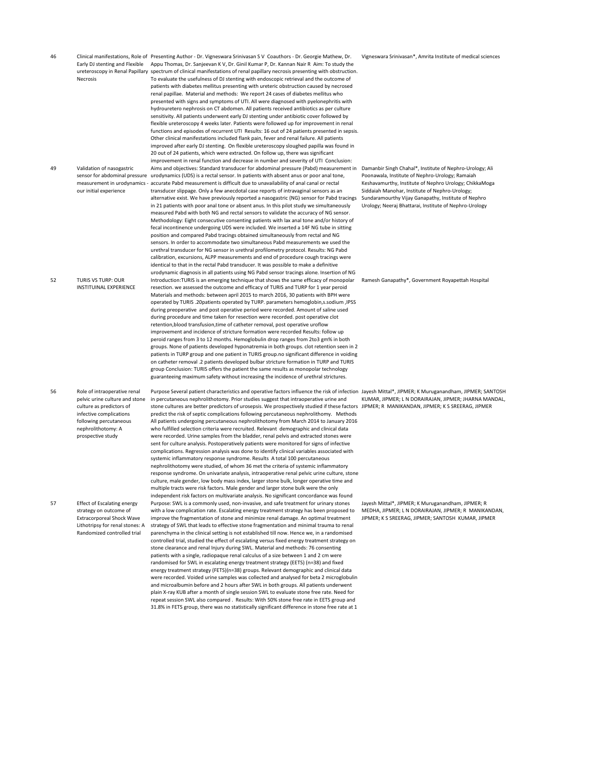| | | | |
|---|---|---|---|
| 46 | Clinical manifestations, Role of Early DJ stenting and Flexible ureteroscopy in Renal Papillary Necrosis | Presenting Author - Dr. Vigneswara Srinivasan S V Coauthors - Dr. Georgie Mathew, Dr. Appu Thomas, Dr. Sanjeevan K V, Dr. Ginil Kumar P, Dr. Kannan Nair R Aim: To study the spectrum of clinical manifestations of renal papillary necrosis presenting with obstruction. To evaluate the usefulness of DJ stenting with endoscopic retrieval and the outcome of patients with diabetes mellitus presenting with ureteric obstruction caused by necrosed renal papillae. Material and methods: We report 24 cases of diabetes mellitus who presented with signs and symptoms of UTI. All were diagnosed with pyelonephritis with hydrouretero nephrosis on CT abdomen. All patients received antibiotics as per culture sensitivity. All patients underwent early DJ stenting under antibiotic cover followed by flexible ureteroscopy 4 weeks later. Patients were followed up for improvement in renal functions and episodes of recurrent UTI Results: 16 out of 24 patients presented in sepsis. Other clinical manifestations included flank pain, fever and renal failure. All patients improved after early DJ stenting. On flexible ureteroscopy sloughed papilla was found in 20 out of 24 patients, which were extracted. On follow up, there was significant improvement in renal function and decrease in number and severity of UTI Conclusion: | Vigneswara Srinivasan*, Amrita Institute of medical sciences |
| 49 | Validation of nasogastric sensor for abdominal pressure measurement in urodynamics - our initial experience | Aims and objectives: Standard transducer for abdominal pressure (Pabd) measurement in urodynamics (UDS) is a rectal sensor. In patients with absent anus or poor anal tone, accurate Pabd measurement is difficult due to unavailability of anal canal or rectal transducer slippage. Only a few anecdotal case reports of intravaginal sensors as an alternative exist. We have previously reported a nasogastric (NG) sensor for Pabd tracings in 21 patients with poor anal tone or absent anus. In this pilot study we simultaneously measured Pabd with both NG and rectal sensors to validate the accuracy of NG sensor. Methodology: Eight consecutive consenting patients with lax anal tone and/or history of fecal incontinence undergoing UDS were included. We inserted a 14F NG tube in sitting position and compared Pabd tracings obtained simultaneously from rectal and NG sensors. In order to accommodate two simultaneous Pabd measurements we used the urethral transducer for NG sensor in urethral profilometry protocol. Results: NG Pabd calibration, excursions, ALPP measurements and end of procedure cough tracings were identical to that in the rectal Pabd transducer. It was possible to make a definitive urodynamic diagnosis in all patients using NG Pabd sensor tracings alone. Insertion of NG | Damanbir Singh Chahal*, Institute of Nephro-Urology; Ali Poonawala, Institute of Nephro-Urology; Ramaiah Keshavamurthy, Institute of Nephro Urology; ChikkaMoga Siddaiah Manohar, Institute of Nephro-Urology; Sundaramourthy Vijay Ganapathy, Institute of Nephro Urology; Neeraj Bhattarai, Institute of Nephro-Urology |
| 52 | TURIS VS TURP: OUR INSTITUINAL EXPERIENCE | Introduction:TURIS is an emerging technique that shows the same efficacy of monopolar resection. we assessed the outcome and efficacy of TURIS and TURP for 1 year peroid Materials and methods: between april 2015 to march 2016, 30 patients with BPH were operated by TURIS .20patients operated by TURP. parameters hemoglobin,s.sodium ,IPSS during preoperative and post operative period were recorded. Amount of saline used during procedure and time taken for resection were recorded. post operative clot retention,blood transfusion,time of catheter removal, post operative uroflow improvement and incidence of stricture formation were recorded Results: follow up peroid ranges from 3 to 12 months. Hemoglobulin drop ranges from 2to3 gm% in both groups. None of patients developed hyponatremia in both groups. clot retention seen in 2 patients in TURP group and one patient in TURIS group.no significant difference in voiding on catheter removal .2 patients developed bulbar stricture formation in TURP and TURIS group Conclusion: TURIS offers the patient the same results as monopolar technology guaranteeing maximum safety without increasing the incidence of urethral strictures. | Ramesh Ganapathy*, Government Royapettah Hospital |
| 56 | Role of intraoperative renal pelvic urine culture and stone culture as predictors of infective complications following percutaneous nephrolithotomy: A prospective study | Purpose Several patient characteristics and operative factors influence the risk of infection in percutaneous nephrolithotomy. Prior studies suggest that intraoperative urine and stone cultures are better predictors of urosepsis. We prospectively studied if these factors predict the risk of septic complications following percutaneous nephrolithomy. Methods All patients undergoing percutaneous nephrolithotomy from March 2014 to January 2016 who fulfilled selection criteria were recruited. Relevant demographic and clinical data were recorded. Urine samples from the bladder, renal pelvis and extracted stones were sent for culture analysis. Postoperatively patients were monitored for signs of infective complications. Regression analysis was done to identify clinical variables associated with systemic inflammatory response syndrome. Results A total 100 percutaneous nephrolithotomy were studied, of whom 36 met the criteria of systemic inflammatory response syndrome. On univariate analysis, intraoperative renal pelvic urine culture, stone culture, male gender, low body mass index, larger stone bulk, longer operative time and multiple tracts were risk factors. Male gender and larger stone bulk were the only independent risk factors on multivariate analysis. No significant concordance was found | Jayesh Mittal*, JIPMER; K Muruganandham, JIPMER; SANTOSH KUMAR, JIPMER; L N DORAIRAJAN, JIPMER; JHARNA MANDAL, JIPMER; R MANIKANDAN, JIPMER; K S SREERAG, JIPMER |
| 57 | Effect of Escalating energy strategy on outcome of Extracorporeal Shock Wave Lithotripsy for renal stones: A Randomized controlled trial | Purpose: SWL is a commonly used, non-invasive, and safe treatment for urinary stones with a low complication rate. Escalating energy treatment strategy has been proposed to improve the fragmentation of stone and minimize renal damage. An optimal treatment strategy of SWL that leads to effective stone fragmentation and minimal trauma to renal parenchyma in the clinical setting is not established till now. Hence we, in a randomised controlled trial, studied the effect of escalating versus fixed energy treatment strategy on stone clearance and renal Injury during SWL. Material and methods: 76 consenting patients with a single, radiopaque renal calculus of a size between 1 and 2 cm were randomised for SWL in escalating energy treatment strategy (EETS) (n=38) and fixed energy treatment strategy (FETS)(n=38) groups. Relevant demographic and clinical data were recorded. Voided urine samples was collected and analysed for beta 2 microglobulin and microalbumin before and 2 hours after SWL in both groups. All patients underwent plain X-ray KUB after a month of single session SWL to evaluate stone free rate. Need for repeat session SWL also compared . Results: With 50% stone free rate in EETS group and 31.8% in FETS group, there was no statistically significant difference in stone free rate at 1 | Jayesh Mittal*, JIPMER; K Muruganandham, JIPMER; R MEDHA, JIPMER; L N DORAIRAJAN, JIPMER; R MANIKANDAN, JIPMER; K S SREERAG, JIPMER; SANTOSH KUMAR, JIPMER |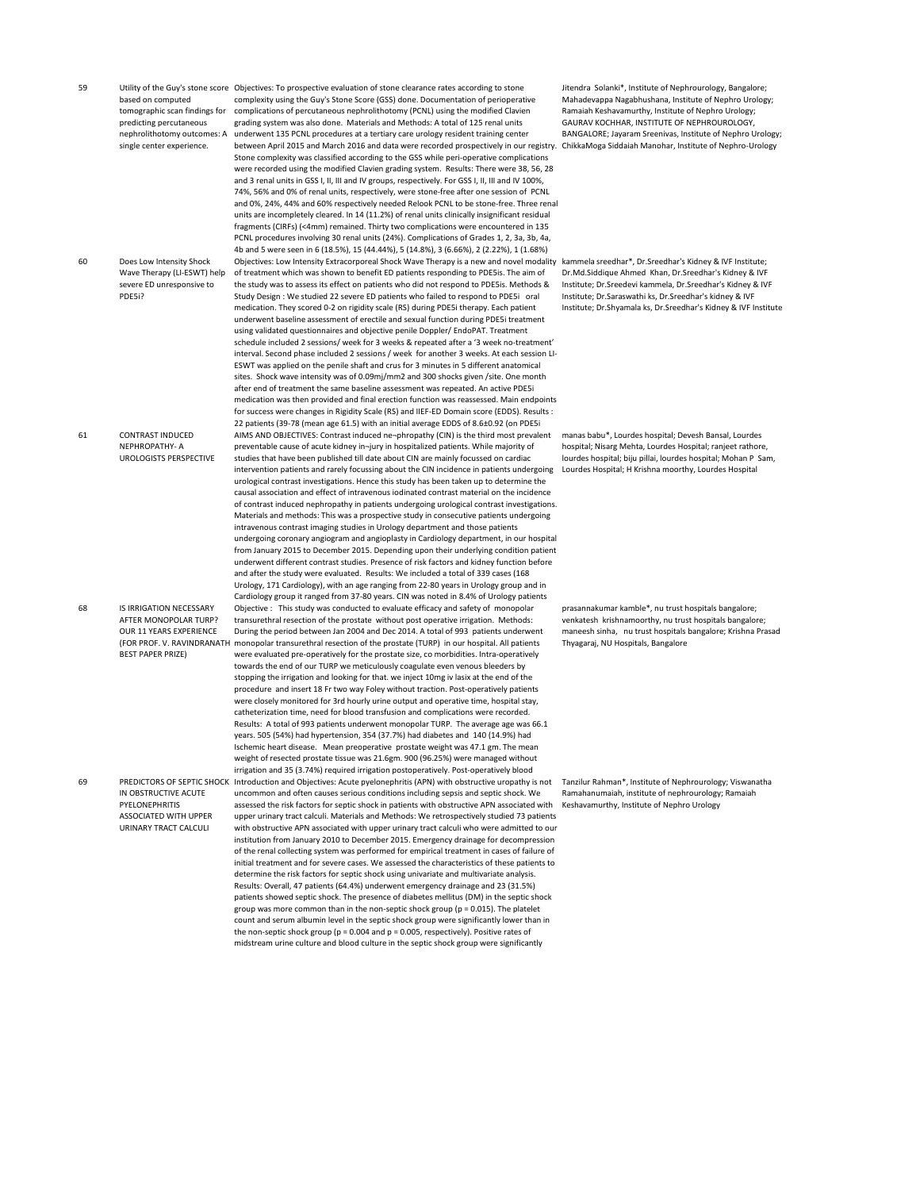| | | | |
|---|---|---|---|
| 59 | Utility of the Guy's stone score based on computed tomographic scan findings for predicting percutaneous nephrolithotomy outcomes: A single center experience. | Objectives: To prospective evaluation of stone clearance rates according to stone complexity using the Guy's Stone Score (GSS) done. Documentation of perioperative complications of percutaneous nephrolithotomy (PCNL) using the modified Clavien grading system was also done. Materials and Methods: A total of 125 renal units underwent 135 PCNL procedures at a tertiary care urology resident training center between April 2015 and March 2016 and data were recorded prospectively in our registry. Stone complexity was classified according to the GSS while peri-operative complications were recorded using the modified Clavien grading system. Results: There were 38, 56, 28 and 3 renal units in GSS I, II, III and IV groups, respectively. For GSS I, II, III and IV 100%, 74%, 56% and 0% of renal units, respectively, were stone-free after one session of PCNL and 0%, 24%, 44% and 60% respectively needed Relook PCNL to be stone-free. Three renal units are incompletely cleared. In 14 (11.2%) of renal units clinically insignificant residual fragments (CIRFs) (<4mm) remained. Thirty two complications were encountered in 135 PCNL procedures involving 30 renal units (24%). Complications of Grades 1, 2, 3a, 3b, 4a, 4b and 5 were seen in 6 (18.5%), 15 (44.44%), 5 (14.8%), 3 (6.66%), 2 (2.22%), 1 (1.68%) | Jitendra Solanki*, Institute of Nephrourology, Bangalore; Mahadevappa Nagabhushana, Institute of Nephro Urology; Ramaiah Keshavamurthy, Institute of Nephro Urology; GAURAV KOCHHAR, INSTITUTE OF NEPHROUROLOGY, BANGALORE; Jayaram Sreenivas, Institute of Nephro Urology; ChikkaMoga Siddaiah Manohar, Institute of Nephro-Urology |
| 60 | Does Low Intensity Shock Wave Therapy (LI-ESWT) help severe ED unresponsive to PDE5i? | Objectives: Low Intensity Extracorporeal Shock Wave Therapy is a new and novel modality of treatment which was shown to benefit ED patients responding to PDE5is. The aim of the study was to assess its effect on patients who did not respond to PDE5is. Methods & Study Design : We studied 22 severe ED patients who failed to respond to PDE5i oral medication. They scored 0-2 on rigidity scale (RS) during PDE5i therapy. Each patient underwent baseline assessment of erectile and sexual function during PDE5i treatment using validated questionnaires and objective penile Doppler/ EndoPAT. Treatment schedule included 2 sessions/ week for 3 weeks & repeated after a '3 week no-treatment' interval. Second phase included 2 sessions / week for another 3 weeks. At each session LI-ESWT was applied on the penile shaft and crus for 3 minutes in 5 different anatomical sites. Shock wave intensity was of 0.09mj/mm2 and 300 shocks given /site. One month after end of treatment the same baseline assessment was repeated. An active PDE5i medication was then provided and final erection function was reassessed. Main endpoints for success were changes in Rigidity Scale (RS) and IIEF-ED Domain score (EDDS). Results : 22 patients (39-78 (mean age 61.5) with an initial average EDDS of 8.6±0.92 (on PDE5i | kammela sreedhar*, Dr.Sreedhar's Kidney & IVF Institute; Dr.Md.Siddique Ahmed Khan, Dr.Sreedhar's Kidney & IVF Institute; Dr.Sreedevi kammela, Dr.Sreedhar's Kidney & IVF Institute; Dr.Saraswathi ks, Dr.Sreedhar's kidney & IVF Institute; Dr.Shyamala ks, Dr.Sreedhar's Kidney & IVF Institute |
| 61 | CONTRAST INDUCED NEPHROPATHY- A UROLOGISTS PERSPECTIVE | AIMS AND OBJECTIVES: Contrast induced ne¬phropathy (CIN) is the third most prevalent preventable cause of acute kidney in¬jury in hospitalized patients. While majority of studies that have been published till date about CIN are mainly focussed on cardiac intervention patients and rarely focussing about the CIN incidence in patients undergoing urological contrast investigations. Hence this study has been taken up to determine the causal association and effect of intravenous iodinated contrast material on the incidence of contrast induced nephropathy in patients undergoing urological contrast investigations. Materials and methods: This was a prospective study in consecutive patients undergoing intravenous contrast imaging studies in Urology department and those patients undergoing coronary angiogram and angioplasty in Cardiology department, in our hospital from January 2015 to December 2015. Depending upon their underlying condition patient underwent different contrast studies. Presence of risk factors and kidney function before and after the study were evaluated. Results: We included a total of 339 cases (168 Urology, 171 Cardiology), with an age ranging from 22-80 years in Urology group and in Cardiology group it ranged from 37-80 years. CIN was noted in 8.4% of Urology patients | manas babu*, Lourdes hospital; Devesh Bansal, Lourdes hospital; Nisarg Mehta, Lourdes Hospital; ranjeet rathore, lourdes hospital; biju pillai, lourdes hospital; Mohan P Sam, Lourdes Hospital; H Krishna moorthy, Lourdes Hospital |
| 68 | IS IRRIGATION NECESSARY AFTER MONOPOLAR TURP? OUR 11 YEARS EXPERIENCE (FOR PROF. V. RAVINDRANATH BEST PAPER PRIZE) | Objective : This study was conducted to evaluate efficacy and safety of monopolar transurethral resection of the prostate without post operative irrigation. Methods: During the period between Jan 2004 and Dec 2014. A total of 993 patients underwent monopolar transurethral resection of the prostate (TURP) in our hospital. All patients were evaluated pre-operatively for the prostate size, co morbidities. Intra-operatively towards the end of our TURP we meticulously coagulate even venous bleeders by stopping the irrigation and looking for that. we inject 10mg iv lasix at the end of the procedure and insert 18 Fr two way Foley without traction. Post-operatively patients were closely monitored for 3rd hourly urine output and operative time, hospital stay, catheterization time, need for blood transfusion and complications were recorded. Results: A total of 993 patients underwent monopolar TURP. The average age was 66.1 years. 505 (54%) had hypertension, 354 (37.7%) had diabetes and 140 (14.9%) had Ischemic heart disease. Mean preoperative prostate weight was 47.1 gm. The mean weight of resected prostate tissue was 21.6gm. 900 (96.25%) were managed without irrigation and 35 (3.74%) required irrigation postoperatively. Post-operatively blood | prasannakumar kamble*, nu trust hospitals bangalore; venkatesh krishnamoorthy, nu trust hospitals bangalore; maneesh sinha, nu trust hospitals bangalore; Krishna Prasad Thyagaraj, NU Hospitals, Bangalore |
| 69 | PREDICTORS OF SEPTIC SHOCK IN OBSTRUCTIVE ACUTE PYELONEPHRITIS ASSOCIATED WITH UPPER URINARY TRACT CALCULI | Introduction and Objectives: Acute pyelonephritis (APN) with obstructive uropathy is not uncommon and often causes serious conditions including sepsis and septic shock. We assessed the risk factors for septic shock in patients with obstructive APN associated with upper urinary tract calculi. Materials and Methods: We retrospectively studied 73 patients with obstructive APN associated with upper urinary tract calculi who were admitted to our institution from January 2010 to December 2015. Emergency drainage for decompression of the renal collecting system was performed for empirical treatment in cases of failure of initial treatment and for severe cases. We assessed the characteristics of these patients to determine the risk factors for septic shock using univariate and multivariate analysis. Results: Overall, 47 patients (64.4%) underwent emergency drainage and 23 (31.5%) patients showed septic shock. The presence of diabetes mellitus (DM) in the septic shock group was more common than in the non-septic shock group ($p = 0.015$). The platelet count and serum albumin level in the septic shock group were significantly lower than in the non-septic shock group ($p = 0.004$ and $p = 0.005$, respectively). Positive rates of midstream urine culture and blood culture in the septic shock group were significantly | Tanzilur Rahman*, Institute of Nephrourology; Viswanatha Ramahanumaiah, institute of nephrourology; Ramaiah Keshavamurthy, Institute of Nephro Urology |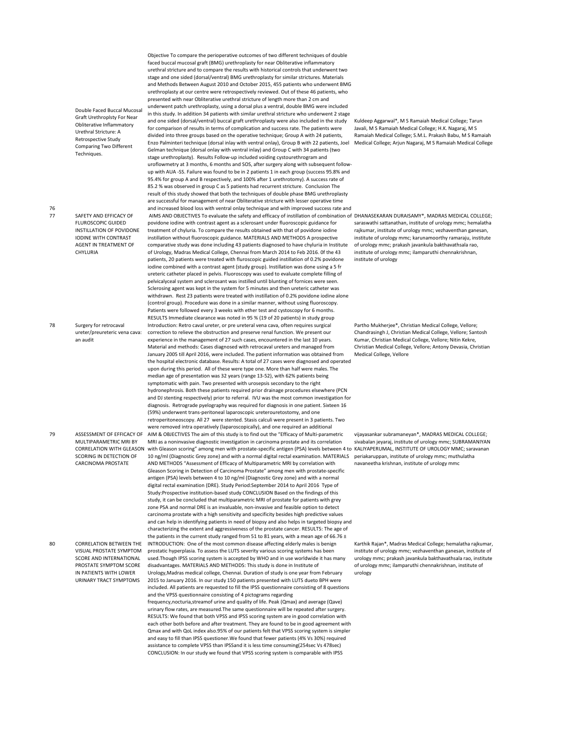| | | | |
|---|---|---|---|
| | Double Faced Buccal Mucosal Graft Urethroplsty For Near Obliterative Inflammatory Urethral Stricture: A Retrospective Study Comparing Two Different Techniques. | Objective To compare the perioperative outcomes of two different techniques of double faced buccal mucosal graft (BMG) urethroplasty for near Obliterative inflammatory urethral stricture and to compare the results with historical controls that underwent two stage and one sided (dorsal/ventral) BMG urethroplasty for similar strictures. Materials and Methods Between August 2010 and October 2015, 455 patients who underwent BMG urethroplasty at our centre were retrospectively reviewed. Out of these 46 patients, who presented with near Obliterative urethral stricture of length more than 2 cm and underwent patch urethroplasty, using a dorsal plus a ventral, double BMG were included in this study. In addition 34 patients with similar urethral stricture who underwent 2 stage and one sided (dorsal/ventral) buccal graft urethroplasty were also included in the study for comparison of results in terms of complication and success rate. The patients were divided into three groups based on the operative technique; Group A with 24 patients, Enzo Palminteri technique (dorsal inlay with ventral onlay), Group B with 22 patients, Joel Gelman technique (dorsal onlay with ventral inlay) and Group C with 34 patients (two stage urethroplasty). Results Follow-up included voiding cystourethrogram and uroflowmetry at 3 months, 6 months and SOS, after surgery along with subsequent follow-up with AUA -SS. Failure was found to be in 2 patients 1 in each group (success 95.8% and 95.4% for group A and B respectively, and 100% after 1 urethrotomy). A success rate of 85.2 % was observed in group C as 5 patients had recurrent stricture. Conclusion The result of this study showed that both the techniques of double phase BMG urethroplasty are successful for management of near Obliterative stricture with lesser operative time and increased blood loss with ventral onlay technique and with improved success rate and | Kuldeep Aggarwal*, M S Ramaiah Medical College; Tarun Javali, M S Ramaiah Medical College; H.K. Nagaraj, M S Ramaiah Medical College; S.M.L. Prakash Babu, M S Ramaiah Medical College; Arjun Nagaraj, M S Ramaiah Medical College |
| 76 | | | |
| 77 | SAFETY AND EFFICACY OF FLUROSCOPIC GUIDED INSTILLATION OF POVIDONE IODINE WITH CONTRAST AGENT IN TREATMENT OF CHYLURIA | AIMS AND OBJECTIVES To evaluate the safety and efficacy of instillation of combination of povidone iodine with contrast agent as a sclerosant under fluoroscopic guidance for treatment of chyluria. To compare the results obtained with that of povidone iodine instillation without fluoroscopic guidance. MATERIALS AND METHODS A prospective comparative study was done including 43 patients diagnosed to have chyluria in Institute of Urology, Madras Medical College, Chennai from March 2014 to Feb 2016. Of the 43 patients, 20 patients were treated with fluroscopic guided instillation of 0.2% povidone iodine combined with a contrast agent (study group). Instillation was done using a 5 fr ureteric catheter placed in pelvis. Fluoroscopy was used to evaluate complete filling of pelvicalyceal system and sclerosant was instilled until blunting of fornices were seen. Sclerosing agent was kept in the system for 5 minutes and then ureteric catheter was withdrawn. Rest 23 patients were treated with instillation of 0.2% povidone iodine alone (control group). Procedure was done in a similar manner, without using fluoroscopy. Patients were followed every 3 weeks with ether test and cystoscopy for 6 months. RESULTS Immediate clearance was noted in 95 % (19 of 20 patients) in study group | DHANASEKARAN DURAISAMY*, MADRAS MEDICAL COLLEGE; saraswathi sattanathan, institute of urology mmc; hemalatha rajkumar, institute of urology mmc; vezhaventhan ganesan, institute of urology mmc; karunamoorthy ramaraju, institute of urology mmc; prakash javankula bakthavathsala rao, institute of urology mmc; ilamparuthi chennakrishnan, institute of urology |
| 78 | Surgery for retrocaval ureter/preureteric vena cava: an audit | Introduction: Retro caval ureter, or pre ureteral vena cava, often requires surgical correction to relieve the obstruction and preserve renal function. We present our experience in the management of 27 such cases, encountered in the last 10 years. Material and methods: Cases diagnosed with retrocaval ureters and managed from January 2005 till April 2016, were included. The patient information was obtained from the hospital electronic database. Results: A total of 27 cases were diagnosed and operated upon during this period. All of these were type one. More than half were males. The median age of presentation was 32 years (range 13-52), with 62% patients being symptomatic with pain. Two presented with urosepsis secondary to the right hydronephrosis. Both these patients required prior drainage procedures elsewhere (PCN and DJ stenting respectively) prior to referral. IVU was the most common investigation for diagnosis. Retrograde pyelography was required for diagnosis in one patient. Sixteen 16 (59%) underwent trans-peritoneal laparoscopic ureteroureterostomy, and one retroperitoneoscopy. All 27 were stented. Stasis calculi were present in 3 patients. Two were removed intra operatively (laparoscopically), and one required an additional | Partho Mukherjee*, Christian Medical College, Vellore; Chandrasingh J, Christian Medical College, Vellore; Santosh Kumar, Christian Medical College, Vellore; Nitin Kekre, Christian Medical College, Vellore; Antony Devasia, Christian Medical College, Vellore |
| 79 | ASSESSMENT OF EFFICACY OF MULTIPARAMETRIC MRI BY CORRELATION WITH GLEASON SCORING IN DETECTION OF CARCINOMA PROSTATE | AIM & OBJECTIVES The aim of this study is to find out the "Efficacy of Multi-parametric MRI as a noninvasive diagnostic investigation in carcinoma prostate and its correlation with Gleason scoring" among men with prostate-specific antigen (PSA) levels between 4 to 10 ng/ml (Diagnostic Grey zone) and with a normal digital rectal examination. MATERIALS AND METHODS "Assessment of Efficacy of Multiparametric MRI by correlation with Gleason Scoring in Detection of Carcinoma Prostate" among men with prostate-specific antigen (PSA) levels between 4 to 10 ng/ml (Diagnostic Grey zone) and with a normal digital rectal examination (DRE). Study Period:September 2014 to April 2016 Type of Study:Prospective institution-based study CONCLUSION Based on the findings of this study, it can be concluded that multiparametric MRI of prostate for patients with grey zone PSA and normal DRE is an invaluable, non-invasive and feasible option to detect carcinoma prostate with a high sensitivity and specificity besides high predictive values and can help in identifying patients in need of biopsy and also helps in targeted biopsy and characterizing the extent and aggressiveness of the prostate cancer. RESULTS: The age of the patients in the current study ranged from 51 to 81 years, with a mean age of 66.76 ± | vijayasankar subramaneyan*, MADRAS MEDICAL COLLEGE; sivabalan jeyaraj, institute of urology mmc; SUBRAMANIYAN KALIYAPERUMAL, INSTITUTE OF UROLOGY MMC; saravanan periakaruppan, institute of urology mmc; muthulatha navaneetha krishnan, institute of urology mmc |
| 80 | CORRELATION BETWEEN THE VISUAL PROSTATE SYMPTOM SCORE AND INTERNATIONAL PROSTATE SYMPTOM SCORE IN PATIENTS WITH LOWER URINARY TRACT SYMPTOMS | INTRODUCTION: One of the most common disease affecting elderly males is benign prostatic hyperplasia. To assess the LUTS severity various scoring systems has been used.Though IPSS scoring system is accepted by WHO and in use worldwide it has many disadvantages. MATERIALS AND METHODS: This study is done in Institute of Urology,Madras medical college, Chennai. Duration of study is one year from February 2015 to January 2016. In our study 150 patients presented with LUTS dueto BPH were included. All patients are requested to fill the IPSS questionnaire consisting of 8 questions and the VPSS questionnaire consisting of 4 pictograms regarding frequency,nocturia,streamof urine and quality of life. Peak (Qmax) and average (Qave) urinary flow rates, are measured.The same questionnaire will be repeated after surgery. RESULTS: We found that both VPSS and IPSS scoring system are in good correlation with each other both before and after treatment. They are found to be in good agreement with Qmax and with QoL index also.95% of our patients felt that VPSS scoring system is simpler and easy to fill than IPSS questioner.We found that fewer patients (4% Vs 30%) required assistance to complete VPSS than IPSSand it is less time consuming(254sec Vs 478sec) CONCLUSION: In our study we found that VPSS scoring system is comparable with IPSS | Karthik Rajan*, Madras Medical College; hemalatha rajkumar, institute of urology mmc; vezhaventhan ganesan, institute of urology mmc; prakash javankula bakthavathsala rao, institute of urology mmc; ilamparuthi chennakrishnan, institute of urology |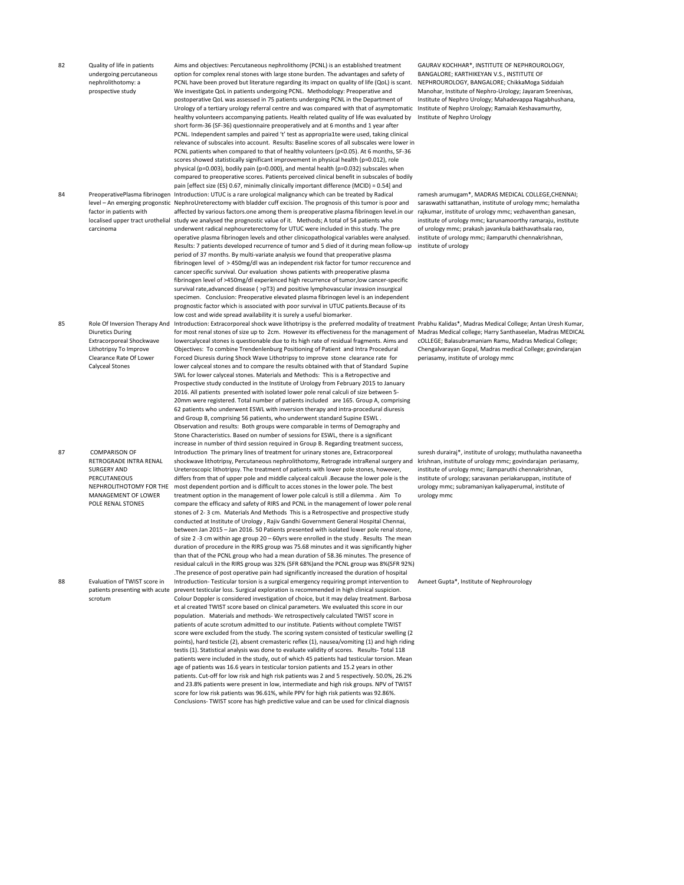| | | | |
|---|---|---|---|
| 82 | Quality of life in patients undergoing percutaneous nephrolithotomy: a prospective study | Aims and objectives: Percutaneous nephrolithomy (PCNL) is an established treatment option for complex renal stones with large stone burden. The advantages and safety of PCNL have been proved but literature regarding its impact on quality of life (QoL) is scant. We investigate QoL in patients undergoing PCNL. Methodology: Preoperative and postoperative QoL was assessed in 75 patients undergoing PCNL in the Department of Urology of a tertiary urology referral centre and was compared with that of asymptomatic healthy volunteers accompanying patients. Health related quality of life was evaluated by short form-36 (SF-36) questionnaire preoperatively and at 6 months and 1 year after PCNL. Independent samples and paired 't' test as appropria1te were used, taking clinical relevance of subscales into account. Results: Baseline scores of all subscales were lower in PCNL patients when compared to that of healthy volunteers (p<0.05). At 6 months, SF-36 scores showed statistically significant improvement in physical health (p=0.012), role physical (p=0.003), bodily pain (p=0.000), and mental health (p=0.032) subscales when compared to preoperative scores. Patients perceived clinical benefit in subscales of bodily pain [effect size (ES) 0.67, minimally clinically important difference (MCID) = 0.54] and | GAURAV KOCHHAR*, INSTITUTE OF NEPHROUROLOGY, BANGALORE; KARTHIKEYAN V.S., INSTITUTE OF NEPHROUROLOGY, BANGALORE; ChikkaMoga Siddaiah Manohar, Institute of Nephro-Urology; Jayaram Sreenivas, Institute of Nephro Urology; Mahadevappa Nagabhushana, Institute of Nephro Urology; Ramaiah Keshavamurthy, Institute of Nephro Urology |
| 84 | PreoperativePlasma fibrinogen level – An emerging prognostic factor in patients with localised upper tract urothelial carcinoma | Introduction: UTUC is a rare urological malignancy which can be treated by Radical NephroUreterectomy with bladder cuff excision. The prognosis of this tumor is poor and affected by various factors.one among them is preoperative plasma fibrinogen level.in our study we analysed the prognostic value of it. Methods; A total of 54 patients who underwent radical nephoureterectomy for UTUC were included in this study. The pre operative plasma fibrinogen levels and other clinicopathological variables were analysed. Results: 7 patients developed recurrence of tumor and 5 died of it during mean follow-up period of 37 months. By multi-variate analysis we found that preoperative plasma fibrinogen level of > 450mg/dl was an independent risk factor for tumor reccurence and cancer specific survival. Our evaluation shows patients with preoperative plasma fibrinogen level of >450mg/dl experienced high recurrence of tumor,low cancer-specific survival rate,advanced disease ( >pT3) and positive lymphovascular invasion insurgical specimen. Conclusion: Preoperative elevated plasma fibrinogen level is an independent prognostic factor which is associated with poor survival in UTUC patients.Because of its low cost and wide spread availability it is surely a useful biomarker. | ramesh arumugam*, MADRAS MEDICAL COLLEGE,CHENNAI; saraswathi sattanathan, institute of urology mmc; hemalatha rajkumar, institute of urology mmc; vezhaventhan ganesan, institute of urology mmc; karunamoorthy ramaraju, institute of urology mmc; prakash javankula bakthavathsala rao, institute of urology mmc; ilamparuthi chennakrishnan, institute of urology |
| 85 | Role Of Inversion Therapy And Diuretics During Extracorporeal Shockwave Lithotripsy To Improve Clearance Rate Of Lower Calyceal Stones | Introduction: Extracorporeal shock wave lithotripsy is the preferred modality of treatment for most renal stones of size up to 2cm. However its effectiveness for the management of lowercalyceal stones is questionable due to its high rate of residual fragments. Aims and Objectives: To combine Trendenlenburg Positioning of Patient and Intra Procedural Forced Diuresis during Shock Wave Lithotripsy to improve stone clearance rate for lower calyceal stones and to compare the results obtained with that of Standard Supine SWL for lower calyceal stones. Materials and Methods: This is a Retropective and Prospective study conducted in the Institute of Urology from February 2015 to January 2016. All patients presented with isolated lower pole renal calculi of size between 5-20mm were registered. Total number of patients included are 165. Group A, comprising 62 patients who underwent ESWL with inversion therapy and intra-procedural diuresis and Group B, comprising 56 patients, who underwent standard Supine ESWL . Observation and results: Both groups were comparable in terms of Demography and Stone Characteristics. Based on number of sessions for ESWL, there is a significant increase in number of third session required in Group B. Regarding treatment success, | Prabhu Kalidas*, Madras Medical College; Antan Uresh Kumar, Madras Medical college; Harry Santhaseelan, Madras MEDICAL cOLLEGE; Balasubramaniam Ramu, Madras Medical College; Chengalvarayan Gopal, Madras medical College; govindarajan periasamy, institute of urology mmc |
| 87 | COMPARISON OF RETROGRADE INTRA RENAL SURGERY AND PERCUTANEOUS NEPHROLITHOTOMY FOR THE MANAGEMENT OF LOWER POLE RENAL STONES | Introduction The primary lines of treatment for urinary stones are, Extracorporeal shockwave lithotripsy, Percutaneous nephrolithotomy, Retrograde intraRenal surgery and Ureteroscopic lithotripsy. The treatment of patients with lower pole stones, however, differs from that of upper pole and middle calyceal calculi .Because the lower pole is the most dependent portion and is difficult to acces stones in the lower pole. The best treatment option in the management of lower pole calculi is still a dilemma . Aim To compare the efficacy and safety of RIRS and PCNL in the management of lower pole renal stones of 2- 3 cm. Materials And Methods This is a Retrospective and prospective study conducted at Institute of Urology , Rajiv Gandhi Government General Hospital Chennai, between Jan 2015 – Jan 2016. 50 Patients presented with isolated lower pole renal stone, of size 2 -3 cm within age group 20 – 60yrs were enrolled in the study . Results The mean duration of procedure in the RIRS group was 75.68 minutes and it was significantly higher than that of the PCNL group who had a mean duration of 58.36 minutes. The presence of residual calculi in the RIRS group was 32% (SFR 68%)and the PCNL group was 8%(SFR 92%) .The presence of post operative pain had significantly increased the duration of hospital | suresh durairaj*, institute of urology; muthulatha navaneetha krishnan, institute of urology mmc; govindarajan periasamy, institute of urology mmc; ilamparuthi chennakrishnan, institute of urology; saravanan periakaruppan, institute of urology mmc; subramaniyan kaliyaperumal, institute of urology mmc |
| 88 | Evaluation of TWIST score in patients presenting with acute scrotum | Introduction- Testicular torsion is a surgical emergency requiring prompt intervention to prevent testicular loss. Surgical exploration is recommended in high clinical suspicion. Colour Doppler is considered investigation of choice, but it may delay treatment. Barbosa et al created TWIST score based on clinical parameters. We evaluated this score in our population. Materials and methods- We retrospectively calculated TWIST score in patients of acute scrotum admitted to our institute. Patients without complete TWIST score were excluded from the study. The scoring system consisted of testicular swelling (2 points), hard testicle (2), absent cremasteric reflex (1), nausea/vomiting (1) and high riding testis (1). Statistical analysis was done to evaluate validity of scores. Results- Total 118 patients were included in the study, out of which 45 patients had testicular torsion. Mean age of patients was 16.6 years in testicular torsion patients and 15.2 years in other patients. Cut-off for low risk and high risk patients was 2 and 5 respectively. 50.0%, 26.2% and 23.8% patients were present in low, intermediate and high risk groups. NPV of TWIST score for low risk patients was 96.61%, while PPV for high risk patients was 92.86%. Conclusions- TWIST score has high predictive value and can be used for clinical diagnosis | Avneet Gupta*, Institute of Nephrourology |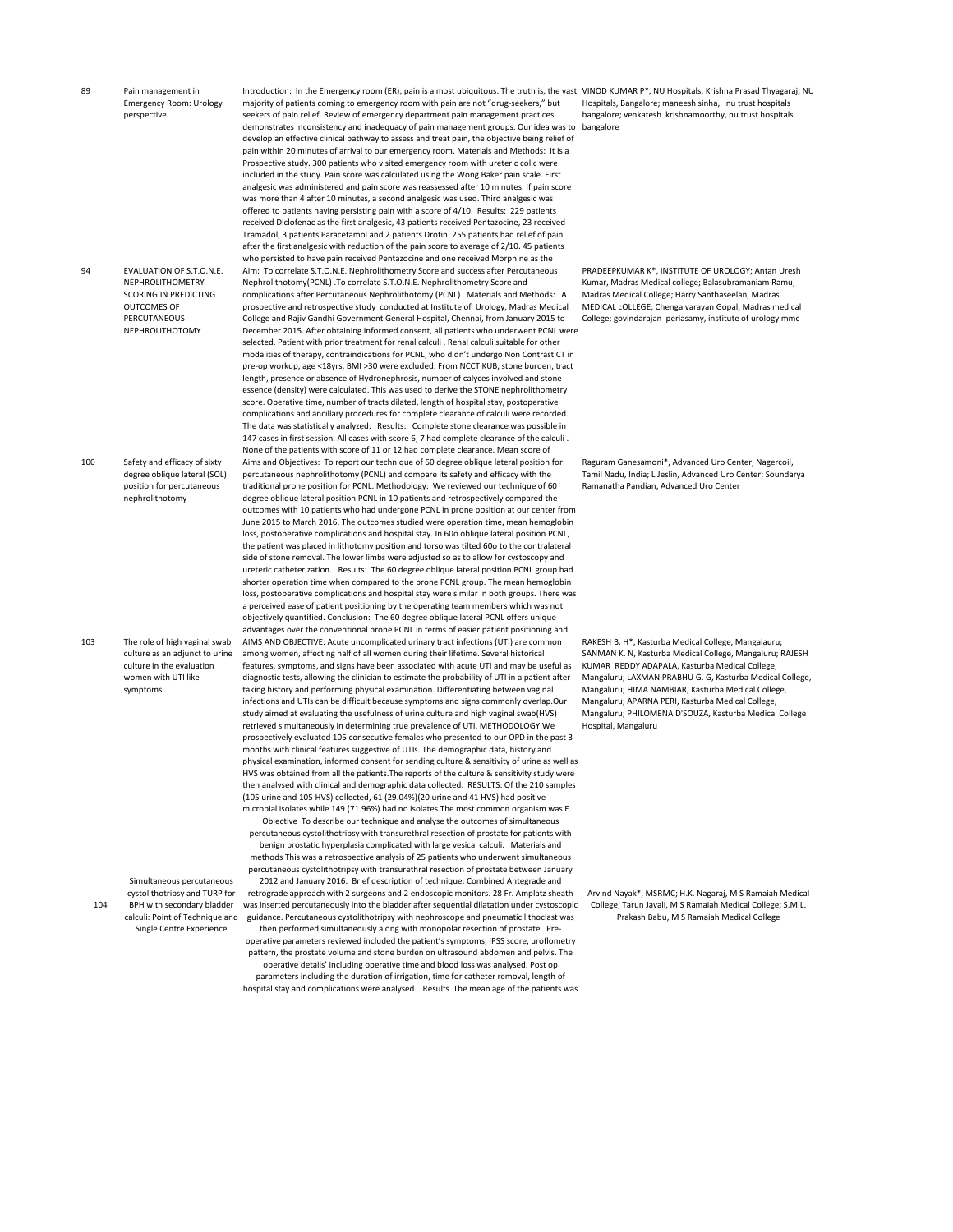| No. | Title | Abstract | Authors |
|---|---|---|---|
| 89 | Pain management in Emergency Room: Urology perspective | Introduction: In the Emergency room (ER), pain is almost ubiquitous. The truth is, the vast majority of patients coming to emergency room with pain are not "drug-seekers," but seekers of pain relief. Review of emergency department pain management practices demonstrates inconsistency and inadequacy of pain management groups. Our idea was to develop an effective clinical pathway to assess and treat pain, the objective being relief of pain within 20 minutes of arrival to our emergency room. Materials and Methods: It is a Prospective study. 300 patients who visited emergency room with ureteric colic were included in the study. Pain score was calculated using the Wong Baker pain scale. First analgesic was administered and pain score was reassessed after 10 minutes. If pain score was more than 4 after 10 minutes, a second analgesic was used. Third analgesic was offered to patients having persisting pain with a score of 4/10. Results: 229 patients received Diclofenac as the first analgesic, 43 patients received Pentazocine, 23 received Tramadol, 3 patients Paracetamol and 2 patients Drotin. 255 patients had relief of pain after the first analgesic with reduction of the pain score to average of 2/10. 45 patients who persisted to have pain received Pentazocine and one received Morphine as the | VINOD KUMAR P*, NU Hospitals; Krishna Prasad Thyagaraj, NU Hospitals, Bangalore; maneesh sinha, nu trust hospitals bangalore; venkatesh krishnamoorthy, nu trust hospitals bangalore |
| 94 | EVALUATION OF S.T.O.N.E. NEPHROLITHOMETRY SCORING IN PREDICTING OUTCOMES OF PERCUTANEOUS NEPHROLITHOTOMY | Aim: To correlate S.T.O.N.E. Nephrolithometry Score and success after Percutaneous Nephrolithotomy(PCNL) .To correlate S.T.O.N.E. Nephrolithometry Score and complications after Percutaneous Nephrolithotomy (PCNL) Materials and Methods: A prospective and retrospective study conducted at Institute of Urology, Madras Medical College and Rajiv Gandhi Government General Hospital, Chennai, from January 2015 to December 2015. After obtaining informed consent, all patients who underwent PCNL were selected. Patient with prior treatment for renal calculi , Renal calculi suitable for other modalities of therapy, contraindications for PCNL, who didn't undergo Non Contrast CT in pre-op workup, age <18yrs, BMI >30 were excluded. From NCCT KUB, stone burden, tract length, presence or absence of Hydronephrosis, number of calyces involved and stone essence (density) were calculated. This was used to derive the STONE nephrolithometry score. Operative time, number of tracts dilated, length of hospital stay, postoperative complications and ancillary procedures for complete clearance of calculi were recorded. The data was statistically analyzed. Results: Complete stone clearance was possible in 147 cases in first session. All cases with score 6, 7 had complete clearance of the calculi . None of the patients with score of 11 or 12 had complete clearance. Mean score of | PRADEEPKUMAR K*, INSTITUTE OF UROLOGY; Antan Uresh Kumar, Madras Medical college; Balasubramaniam Ramu, Madras Medical College; Harry Santhaseelan, Madras MEDICAL cOLLEGE; Chengalvarayan Gopal, Madras medical College; govindarajan periasamy, institute of urology mmc |
| 100 | Safety and efficacy of sixty degree oblique lateral (SOL) position for percutaneous nephrolithotomy | Aims and Objectives: To report our technique of 60 degree oblique lateral position for percutaneous nephrolithotomy (PCNL) and compare its safety and efficacy with the traditional prone position for PCNL. Methodology: We reviewed our technique of 60 degree oblique lateral position PCNL in 10 patients and retrospectively compared the outcomes with 10 patients who had undergone PCNL in prone position at our center from June 2015 to March 2016. The outcomes studied were operation time, mean hemoglobin loss, postoperative complications and hospital stay. In 60o oblique lateral position PCNL, the patient was placed in lithotomy position and torso was tilted 60o to the contralateral side of stone removal. The lower limbs were adjusted so as to allow for cystoscopy and ureteric catheterization. Results: The 60 degree oblique lateral position PCNL group had shorter operation time when compared to the prone PCNL group. The mean hemoglobin loss, postoperative complications and hospital stay were similar in both groups. There was a perceived ease of patient positioning by the operating team members which was not objectively quantified. Conclusion: The 60 degree oblique lateral PCNL offers unique advantages over the conventional prone PCNL in terms of easier patient positioning and | Raguram Ganesamoni*, Advanced Uro Center, Nagercoil, Tamil Nadu, India; L Jeslin, Advanced Uro Center; Soundarya Ramanatha Pandian, Advanced Uro Center |
| 103 | The role of high vaginal swab culture as an adjunct to urine culture in the evaluation women with UTI like symptoms. | AIMS AND OBJECTIVE: Acute uncomplicated urinary tract infections (UTI) are common among women, affecting half of all women during their lifetime. Several historical features, symptoms, and signs have been associated with acute UTI and may be useful as diagnostic tests, allowing the clinician to estimate the probability of UTI in a patient after taking history and performing physical examination. Differentiating between vaginal infections and UTIs can be difficult because symptoms and signs commonly overlap.Our study aimed at evaluating the usefulness of urine culture and high vaginal swab(HVS) retrieved simultaneously in determining true prevalence of UTI. METHODOLOGY We prospectively evaluated 105 consecutive females who presented to our OPD in the past 3 months with clinical features suggestive of UTIs. The demographic data, history and physical examination, informed consent for sending culture & sensitivity of urine as well as HVS was obtained from all the patients.The reports of the culture & sensitivity study were then analysed with clinical and demographic data collected. RESULTS: Of the 210 samples (105 urine and 105 HVS) collected, 61 (29.04%)(20 urine and 41 HVS) had positive microbial isolates while 149 (71.96%) had no isolates.The most common organism was E. | RAKESH B. H*, Kasturba Medical College, Mangalauru; SANMAN K. N, Kasturba Medical College, Mangaluru; RAJESH KUMAR REDDY ADAPALA, Kasturba Medical College, Mangaluru; LAXMAN PRABHU G. G, Kasturba Medical College, Mangaluru; HIMA NAMBIAR, Kasturba Medical College, Mangaluru; APARNA PERI, Kasturba Medical College, Mangaluru; PHILOMENA D'SOUZA, Kasturba Medical College Hospital, Mangaluru |
| 104 | Simultaneous percutaneous cystolithotripsy and TURP for BPH with secondary bladder calculi: Point of Technique and Single Centre Experience | Objective To describe our technique and analyse the outcomes of simultaneous percutaneous cystolithotripsy with transurethral resection of prostate for patients with benign prostatic hyperplasia complicated with large vesical calculi. Materials and methods This was a retrospective analysis of 25 patients who underwent simultaneous percutaneous cystolithotripsy with transurethral resection of prostate between January 2012 and January 2016. Brief description of technique: Combined Antegrade and retrograde approach with 2 surgeons and 2 endoscopic monitors. 28 Fr. Amplatz sheath was inserted percutaneously into the bladder after sequential dilatation under cystoscopic guidance. Percutaneous cystolithotripsy with nephroscope and pneumatic lithoclast was then performed simultaneously along with monopolar resection of prostate. Pre-operative parameters reviewed included the patient's symptoms, IPSS score, uroflometry pattern, the prostate volume and stone burden on ultrasound abdomen and pelvis. The operative details' including operative time and blood loss was analysed. Post op parameters including the duration of irrigation, time for catheter removal, length of hospital stay and complications were analysed. Results The mean age of the patients was | Arvind Nayak*, MSRMC; H.K. Nagaraj, M S Ramaiah Medical College; Tarun Javali, M S Ramaiah Medical College; S.M.L. Prakash Babu, M S Ramaiah Medical College |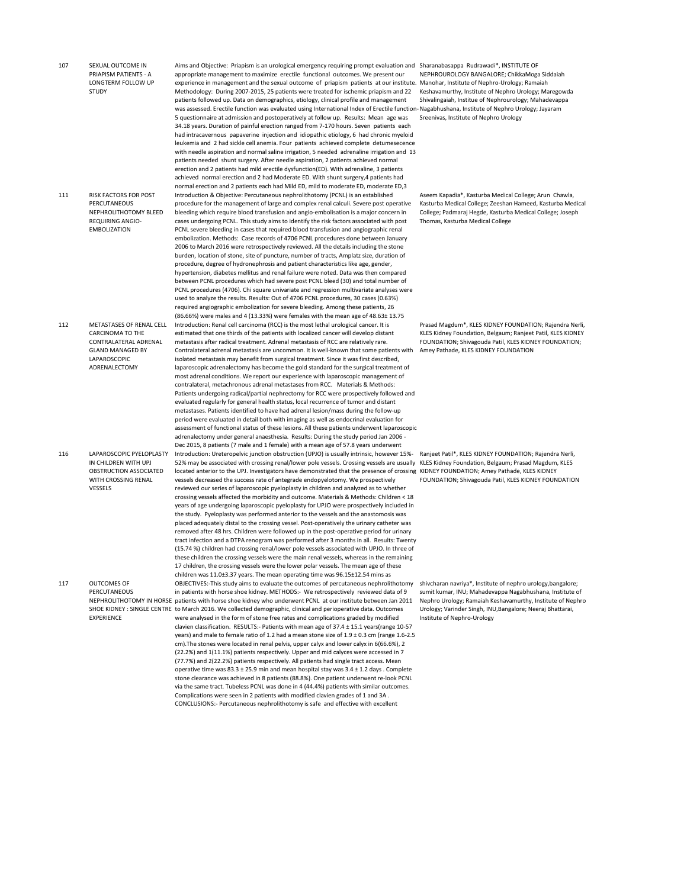| | | | |
|---|---|---|---|
| 107 | SEXUAL OUTCOME IN PRIAPISM PATIENTS - A LONGTERM FOLLOW UP STUDY | Aims and Objective: Priapism is an urological emergency requiring prompt evaluation and appropriate management to maximize erectile functional outcomes. We present our experience in management and the sexual outcome of priapism patients at our institute. Methodology: During 2007-2015, 25 patients were treated for ischemic priapism and 22 patients followed up. Data on demographics, etiology, clinical profile and management was assessed. Erectile function was evaluated using International Index of Erectile function-5 questionnaire at admission and postoperatively at follow up. Results: Mean age was 34.18 years. Duration of painful erection ranged from 7-170 hours. Seven patients each had intracavernous papaverine injection and idiopathic etiology, 6 had chronic myeloid leukemia and 2 had sickle cell anemia. Four patients achieved complete detumesecence with needle aspiration and normal saline irrigation, 5 needed adrenaline irrigation and 13 patients needed shunt surgery. After needle aspiration, 2 patients achieved normal erection and 2 patients had mild erectile dysfunction(ED). With adrenaline, 3 patients achieved normal erection and 2 had Moderate ED. With shunt surgery,4 patients had normal erection and 2 patients each had Mild ED, mild to moderate ED, moderate ED,3 | Sharanabasappa Rudrawadi*, INSTITUTE OF NEPHROUROLOGY BANGALORE; ChikkaMoga Siddaiah Manohar, Institute of Nephro-Urology; Ramaiah Keshavamurthy, Institute of Nephro Urology; Maregowda Shivalingaiah, Institue of Nephrourology; Mahadevappa Nagabhushana, Institute of Nephro Urology; Jayaram Sreenivas, Institute of Nephro Urology |
| 111 | RISK FACTORS FOR POST PERCUTANEOUS NEPHROLITHOTOMY BLEED REQUIRING ANGIO-EMBOLIZATION | Introduction & Objective: Percutaneous nephrolithotomy (PCNL) is an established procedure for the management of large and complex renal calculi. Severe post operative bleeding which require blood transfusion and angio-embolisation is a major concern in cases undergoing PCNL. This study aims to identify the risk factors associated with post PCNL severe bleeding in cases that required blood transfusion and angiographic renal embolization. Methods: Case records of 4706 PCNL procedures done between January 2006 to March 2016 were retrospectively reviewed. All the details including the stone burden, location of stone, site of puncture, number of tracts, Amplatz size, duration of procedure, degree of hydronephrosis and patient characteristics like age, gender, hypertension, diabetes mellitus and renal failure were noted. Data was then compared between PCNL procedures which had severe post PCNL bleed (30) and total number of PCNL procedures (4706). Chi square univariate and regression multivariate analyses were used to analyze the results. Results: Out of 4706 PCNL procedures, 30 cases (0.63%) required angiographic embolization for severe bleeding. Among these patients, 26 (86.66%) were males and 4 (13.33%) were females with the mean age of 48.63± 13.75 | Aseem Kapadia*, Kasturba Medical College; Arun Chawla, Kasturba Medical College; Zeeshan Hameed, Kasturba Medical College; Padmaraj Hegde, Kasturba Medical College; Joseph Thomas, Kasturba Medical College |
| 112 | METASTASES OF RENAL CELL CARCINOMA TO THE CONTRALATERAL ADRENAL GLAND MANAGED BY LAPAROSCOPIC ADRENALECTOMY | Introduction: Renal cell carcinoma (RCC) is the most lethal urological cancer. It is estimated that one thirds of the patients with localized cancer will develop distant metastasis after radical treatment. Adrenal metastasis of RCC are relatively rare. Contralateral adrenal metastasis are uncommon. It is well-known that some patients with isolated metastasis may benefit from surgical treatment. Since it was first described, laparoscopic adrenalectomy has become the gold standard for the surgical treatment of most adrenal conditions. We report our experience with laparoscopic management of contralateral, metachronous adrenal metastases from RCC. Materials & Methods: Patients undergoing radical/partial nephrectomy for RCC were prospectively followed and evaluated regularly for general health status, local recurrence of tumor and distant metastases. Patients identified to have had adrenal lesion/mass during the follow-up period were evaluated in detail both with imaging as well as endocrinal evaluation for assessment of functional status of these lesions. All these patients underwent laparoscopic adrenalectomy under general anaesthesia. Results: During the study period Jan 2006 - Dec 2015, 8 patients (7 male and 1 female) with a mean age of 57.8 years underwent | Prasad Magdum*, KLES KIDNEY FOUNDATION; Rajendra Nerli, KLES Kidney Foundation, Belgaum; Ranjeet Patil, KLES KIDNEY FOUNDATION; Shivagouda Patil, KLES KIDNEY FOUNDATION; Amey Pathade, KLES KIDNEY FOUNDATION |
| 116 | LAPAROSCOPIC PYELOPLASTY IN CHILDREN WITH UPJ OBSTRUCTION ASSOCIATED WITH CROSSING RENAL VESSELS | Introduction: Ureteropelvic junction obstruction (UPJO) is usually intrinsic, however 15%-52% may be associated with crossing renal/lower pole vessels. Crossing vessels are usually located anterior to the UPJ. Investigators have demonstrated that the presence of crossing vessels decreased the success rate of antegrade endopyelotomy. We prospectively reviewed our series of laparoscopic pyeloplasty in children and analyzed as to whether crossing vessels affected the morbidity and outcome. Materials & Methods: Children < 18 years of age undergoing laparoscopic pyeloplasty for UPJO were prospectively included in the study. Pyeloplasty was performed anterior to the vessels and the anastomosis was placed adequately distal to the crossing vessel. Post-operatively the urinary catheter was removed after 48 hrs. Children were followed up in the post-operative period for urinary tract infection and a DTPA renogram was performed after 3 months in all. Results: Twenty (15.74 %) children had crossing renal/lower pole vessels associated with UPJO. In three of these children the crossing vessels were the main renal vessels, whereas in the remaining 17 children, the crossing vessels were the lower polar vessels. The mean age of these children was 11.0±3.37 years. The mean operating time was 96.15±12.54 mins as | Ranjeet Patil*, KLES KIDNEY FOUNDATION; Rajendra Nerli, KLES Kidney Foundation, Belgaum; Prasad Magdum, KLES KIDNEY FOUNDATION; Amey Pathade, KLES KIDNEY FOUNDATION; Shivagouda Patil, KLES KIDNEY FOUNDATION |
| 117 | OUTCOMES OF PERCUTANEOUS NEPHROLITHOTOMY IN HORSE SHOE KIDNEY : SINGLE CENTRE EXPERIENCE | OBJECTIVES:-This study aims to evaluate the outcomes of percutaneous nephrolithotomy in patients with horse shoe kidney. METHODS:- We retrospectively reviewed data of 9 patients with horse shoe kidney who underwent PCNL at our institute between Jan 2011 to March 2016. We collected demographic, clinical and perioperative data. Outcomes were analysed in the form of stone free rates and complications graded by modified clavien classification. RESULTS:- Patients with mean age of 37.4 ± 15.1 years(range 10-57 years) and male to female ratio of 1.2 had a mean stone size of 1.9 ± 0.3 cm (range 1.6-2.5 cm).The stones were located in renal pelvis, upper calyx and lower calyx in 6(66.6%), 2 (22.2%) and 1(11.1%) patients respectively. Upper and mid calyces were accessed in 7 (77.7%) and 2(22.2%) patients respectively. All patients had single tract access. Mean operative time was 83.3 ± 25.9 min and mean hospital stay was 3.4 ± 1.2 days . Complete stone clearance was achieved in 8 patients (88.8%). One patient underwent re-look PCNL via the same tract. Tubeless PCNL was done in 4 (44.4%) patients with similar outcomes. Complications were seen in 2 patients with modified clavien grades of 1 and 3A . CONCLUSIONS:- Percutaneous nephrolithotomy is safe and effective with excellent | shivcharan navriya*, Institute of nephro urology,bangalore; sumit kumar, INU; Mahadevappa Nagabhushana, Institute of Nephro Urology; Ramaiah Keshavamurthy, Institute of Nephro Urology; Varinder Singh, INU,Bangalore; Neeraj Bhattarai, Institute of Nephro-Urology |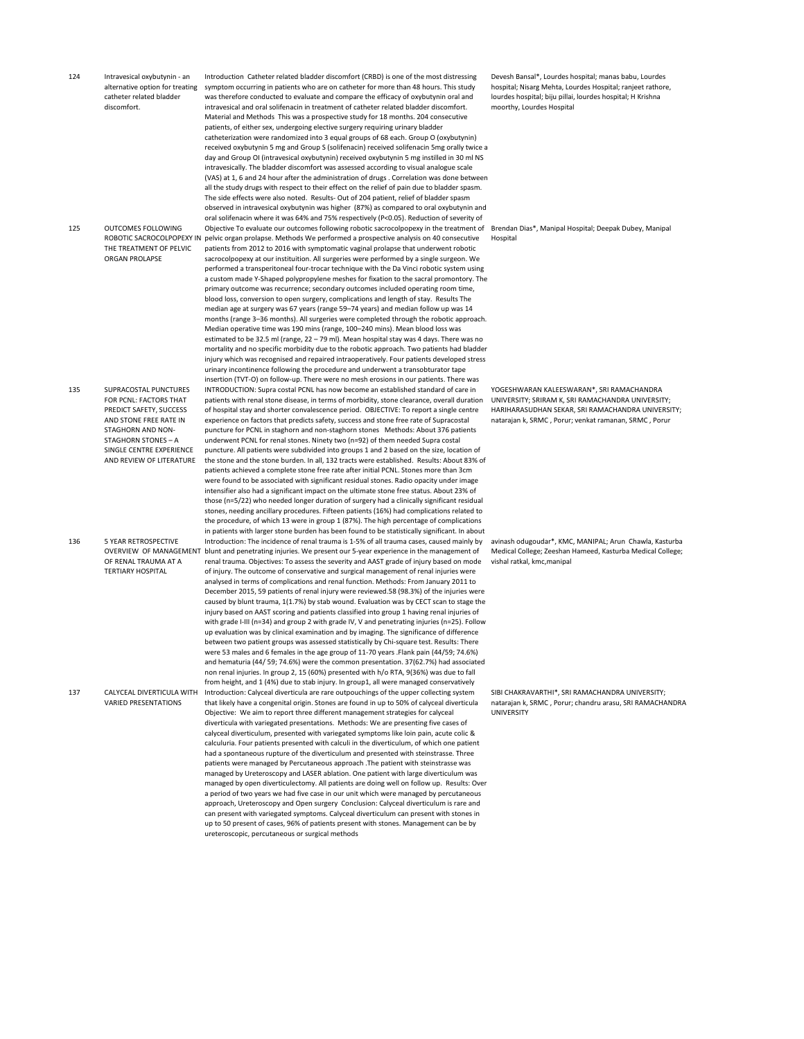| | | | |
|---|---|---|---|
| 124 | Intravesical oxybutynin - an alternative option for treating catheter related bladder discomfort. | Introduction Catheter related bladder discomfort (CRBD) is one of the most distressing symptom occurring in patients who are on catheter for more than 48 hours. This study was therefore conducted to evaluate and compare the efficacy of oxybutynin oral and intravesical and oral solifenacin in treatment of catheter related bladder discomfort. Material and Methods This was a prospective study for 18 months. 204 consecutive patients, of either sex, undergoing elective surgery requiring urinary bladder catheterization were randomized into 3 equal groups of 68 each. Group O (oxybutynin) received oxybutynin 5 mg and Group S (solifenacin) received solifenacin 5mg orally twice a day and Group OI (intravesical oxybutynin) received oxybutynin 5 mg instilled in 30 ml NS intravesically. The bladder discomfort was assessed according to visual analogue scale (VAS) at 1, 6 and 24 hour after the administration of drugs . Correlation was done between all the study drugs with respect to their effect on the relief of pain due to bladder spasm. The side effects were also noted. Results- Out of 204 patient, relief of bladder spasm observed in intravesical oxybutynin was higher (87%) as compared to oral oxybutynin and oral solifenacin where it was 64% and 75% respectively (P<0.05). Reduction of severity of | Devesh Bansal*, Lourdes hospital; manas babu, Lourdes hospital; Nisarg Mehta, Lourdes Hospital; ranjeet rathore, lourdes hospital; biju pillai, lourdes hospital; H Krishna moorthy, Lourdes Hospital |
| 125 | OUTCOMES FOLLOWING ROBOTIC SACROCOLPOPEXY IN THE TREATMENT OF PELVIC ORGAN PROLAPSE | Objective To evaluate our outcomes following robotic sacrocolpopexy in the treatment of pelvic organ prolapse. Methods We performed a prospective analysis on 40 consecutive patients from 2012 to 2016 with symptomatic vaginal prolapse that underwent robotic sacrocolpopexy at our instituition. All surgeries were performed by a single surgeon. We performed a transperitoneal four-trocar technique with the Da Vinci robotic system using a custom made Y-Shaped polypropylene meshes for fixation to the sacral promontory. The primary outcome was recurrence; secondary outcomes included operating room time, blood loss, conversion to open surgery, complications and length of stay. Results The median age at surgery was 67 years (range 59–74 years) and median follow up was 14 months (range 3–36 months). All surgeries were completed through the robotic approach. Median operative time was 190 mins (range, 100–240 mins). Mean blood loss was estimated to be 32.5 ml (range, 22 – 79 ml). Mean hospital stay was 4 days. There was no mortality and no specific morbidity due to the robotic approach. Two patients had bladder injury which was recognised and repaired intraoperatively. Four patients developed stress urinary incontinence following the procedure and underwent a transobturator tape insertion (TVT-O) on follow-up. There were no mesh erosions in our patients. There was | Brendan Dias*, Manipal Hospital; Deepak Dubey, Manipal Hospital |
| 135 | SUPRACOSTAL PUNCTURES FOR PCNL: FACTORS THAT PREDICT SAFETY, SUCCESS AND STONE FREE RATE IN STAGHORN AND NON-STAGHORN STONES – A SINGLE CENTRE EXPERIENCE AND REVIEW OF LITERATURE | INTRODUCTION: Supra costal PCNL has now become an established standard of care in patients with renal stone disease, in terms of morbidity, stone clearance, overall duration of hospital stay and shorter convalescence period. OBJECTIVE: To report a single centre experience on factors that predicts safety, success and stone free rate of Supracostal puncture for PCNL in staghorn and non-staghorn stones Methods: About 376 patients underwent PCNL for renal stones. Ninety two (n=92) of them needed Supra costal puncture. All patients were subdivided into groups 1 and 2 based on the size, location of the stone and the stone burden. In all, 132 tracts were established. Results: About 83% of patients achieved a complete stone free rate after initial PCNL. Stones more than 3cm were found to be associated with significant residual stones. Radio opacity under image intensifier also had a significant impact on the ultimate stone free status. About 23% of those (n=5/22) who needed longer duration of surgery had a clinically significant residual stones, needing ancillary procedures. Fifteen patients (16%) had complications related to the procedure, of which 13 were in group 1 (87%). The high percentage of complications in patients with larger stone burden has been found to be statistically significant. In about | YOGESHWARAN KALEESWARAN*, SRI RAMACHANDRA UNIVERSITY; SRIRAM K, SRI RAMACHANDRA UNIVERSITY; HARIHARASUDHAN SEKAR, SRI RAMACHANDRA UNIVERSITY; natarajan k, SRMC , Porur; venkat ramanan, SRMC , Porur |
| 136 | 5 YEAR RETROSPECTIVE OVERVIEW OF MANAGEMENT OF RENAL TRAUMA AT A TERTIARY HOSPITAL | Introduction: The incidence of renal trauma is 1-5% of all trauma cases, caused mainly by blunt and penetrating injuries. We present our 5-year experience in the management of renal trauma. Objectives: To assess the severity and AAST grade of injury based on mode of injury. The outcome of conservative and surgical management of renal injuries were analysed in terms of complications and renal function. Methods: From January 2011 to December 2015, 59 patients of renal injury were reviewed.58 (98.3%) of the injuries were caused by blunt trauma, 1(1.7%) by stab wound. Evaluation was by CECT scan to stage the injury based on AAST scoring and patients classified into group 1 having renal injuries of with grade I-III (n=34) and group 2 with grade IV, V and penetrating injuries (n=25). Follow up evaluation was by clinical examination and by imaging. The significance of difference between two patient groups was assessed statistically by Chi-square test. Results: There were 53 males and 6 females in the age group of 11-70 years .Flank pain (44/59; 74.6%) and hematuria (44/ 59; 74.6%) were the common presentation. 37(62.7%) had associated non renal injuries. In group 2, 15 (60%) presented with h/o RTA, 9(36%) was due to fall from height, and 1 (4%) due to stab injury. In group1, all were managed conservatively | avinash odugoudar*, KMC, MANIPAL; Arun Chawla, Kasturba Medical College; Zeeshan Hameed, Kasturba Medical College; vishal ratkal, kmc,manipal |
| 137 | CALYCEAL DIVERTICULA WITH VARIED PRESENTATIONS | Introduction: Calyceal diverticula are rare outpouchings of the upper collecting system that likely have a congenital origin. Stones are found in up to 50% of calyceal diverticula Objective: We aim to report three different management strategies for calyceal diverticula with variegated presentations. Methods: We are presenting five cases of calyceal diverticulum, presented with variegated symptoms like loin pain, acute colic & calculuria. Four patients presented with calculi in the diverticulum, of which one patient had a spontaneous rupture of the diverticulum and presented with steinstrasse. Three patients were managed by Percutaneous approach .The patient with steinstrasse was managed by Ureteroscopy and LASER ablation. One patient with large diverticulum was managed by open diverticulectomy. All patients are doing well on follow up. Results: Over a period of two years we had five case in our unit which were managed by percutaneous approach, Ureteroscopy and Open surgery Conclusion: Calyceal diverticulum is rare and can present with variegated symptoms. Calyceal diverticulum can present with stones in up to 50 present of cases, 96% of patients present with stones. Management can be by ureteroscopic, percutaneous or surgical methods | SIBI CHAKRAVARTHI*, SRI RAMACHANDRA UNIVERSITY; natarajan k, SRMC , Porur; chandru arasu, SRI RAMACHANDRA UNIVERSITY |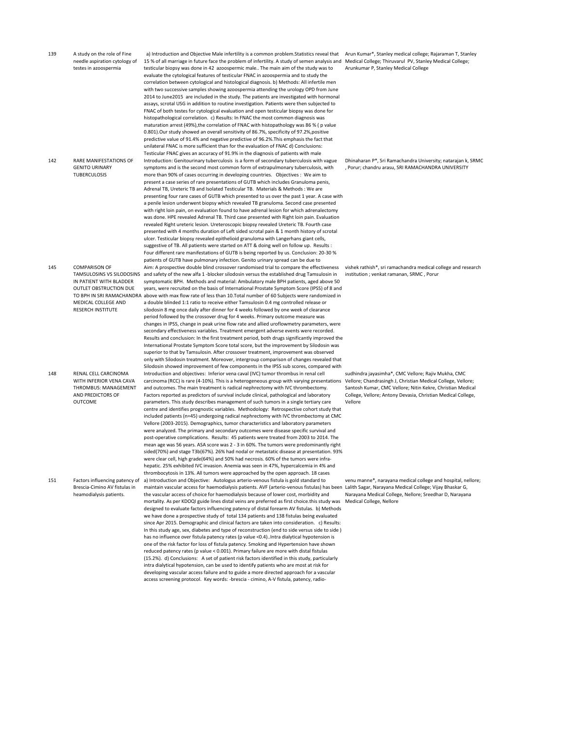| | | | |
|---|---|---|---|
| 139 | A study on the role of Fine needle aspiration cytology of testes in azoospermia | a) Introduction and Objective Male infertility is a common problem.Statistics reveal that 15 % of all marriage in future face the problem of infertility. A study of semen analysis and testicular biopsy was done in 42 azoospermic male.. The main aim of the study was to evaluate the cytological features of testicular FNAC in azoospermia and to study the correlation between cytological and histological diagnosis. b) Methods: All infertile men with two successive samples showing azoospermia attending the urology OPD from June 2014 to June2015 are included in the study. The patients are investigated with hormonal assays, scrotal USG in addition to routine investigation. Patients were then subjected to FNAC of both testes for cytological evaluation and open testicular biopsy was done for histopathological correlation. c) Results: In FNAC the most common diagnosis was maturation arrest (49%),the correlation of FNAC with histopathology was 86 % ( p value 0.801).Our study showed an overall sensitivity of 86.7%, specificity of 97.2%,positive predictive value of 91.4% and negative predictive of 96.2%.This emphasis the fact that unilateral FNAC is more sufficient than for the evaluation of FNAC d) Conclusions: Testicular FNAC gives an accuracy of 91.9% in the diagnosis of patients with male | Arun Kumar*, Stanley medical college; Rajaraman T, Stanley Medical College; Thiruvarul PV, Stanley Medical College; Arunkumar P, Stanley Medical College |
| 142 | RARE MANIFESTATIONS OF GENITO URINARY TUBERCULOSIS | Introduction: Genitourinary tuberculosis is a form of secondary tuberculosis with vague symptoms and is the second most common form of extrapulmonary tuberculosis, with more than 90% of cases occurring in developing countries. Objectives : We aim to present a case series of rare presentations of GUTB which includes Granuloma penis, Adrenal TB, Ureteric TB and Isolated Testicular TB. Materials & Methods : We are presenting four rare cases of GUTB which presented to us over the past 1 year. A case with a penile lesion underwent biopsy which revealed TB granuloma. Second case presented with right loin pain, on evaluation found to have adrenal lesion for which adrenalectomy was done. HPE revealed Adrenal TB. Third case presented with Right loin pain. Evaluation revealed Right ureteric lesion. Ureteroscopic biopsy revealed Ureteric TB. Fourth case presented with 4 months duration of Left sided scrotal pain & 1 month history of scrotal ulcer. Testicular biopsy revealed epithelioid granuloma with Langerhans giant cells, suggestive of TB. All patients were started on ATT & doing well on follow up. Results : Four different rare manifestations of GUTB is being reported by us. Conclusion: 20-30 % patients of GUTB have pulmonary infection. Genito urinary spread can be due to | Dhinaharan P*, Sri Ramachandra University; natarajan k, SRMC , Porur; chandru arasu, SRI RAMACHANDRA UNIVERSITY |
| 145 | COMPARISON OF TAMSULOSINS VS SILODOSINS IN PATIENT WITH BLADDER OUTLET OBSTRUCTION DUE TO BPH IN SRI RAMACHANDRA MEDICAL COLLEGE AND RESERCH INSTITUTE | Aim: A prospective double blind crossover randomised trial to compare the effectiveness and safety of the new alfa 1 -blocker silodosin versus the established drug Tamsulosin in symptomatic BPH. Methods and material: Ambulatory male BPH patients, aged above 50 years, were recruited on the basis of International Prostate Symptom Score (IPSS) of 8 and above with max flow rate of less than 10.Total number of 60 Subjects were randomized in a double blinded 1:1 ratio to receive either Tamsulosin 0.4 mg controlled release or silodosin 8 mg once daily after dinner for 4 weeks followed by one week of clearance period followed by the crossover drug for 4 weeks. Primary outcome measure was changes in IPSS, change in peak urine flow rate and allied uroflowmetry parameters, were secondary effectiveness variables. Treatment emergent adverse events were recorded. Results and conclusion: In the first treatment period, both drugs significantly improved the International Prostate Symptom Score total score, but the improvement by Silodosin was superior to that by Tamsulosin. After crossover treatment, improvement was observed only with Silodosin treatment. Moreover, intergroup comparison of changes revealed that Silodosin showed improvement of few components in the IPSS sub scores, compared with | vishek rathish*, sri ramachandra medical college and research institution ; venkat ramanan, SRMC , Porur |
| 148 | RENAL CELL CARCINOMA WITH INFERIOR VENA CAVA THROMBUS: MANAGEMENT AND PREDICTORS OF OUTCOME | Introduction and objectives: Inferior vena caval (IVC) tumor thrombus in renal cell carcinoma (RCC) is rare (4-10%). This is a heterogeneous group with varying presentations and outcomes. The main treatment is radical nephrectomy with IVC thrombectomy. Factors reported as predictors of survival include clinical, pathological and laboratory parameters. This study describes management of such tumors in a single tertiary care centre and identifies prognostic variables. Methodology: Retrospective cohort study that included patients (n=45) undergoing radical nephrectomy with IVC thrombectomy at CMC Vellore (2003-2015). Demographics, tumor characteristics and laboratory parameters were analyzed. The primary and secondary outcomes were disease specific survival and post-operative complications. Results: 45 patients were treated from 2003 to 2014. The mean age was 56 years. ASA score was 2 - 3 in 60%. The tumors were predominantly right sided(70%) and stage T3b(67%). 26% had nodal or metastatic disease at presentation. 93% were clear cell, high grade(64%) and 50% had necrosis. 60% of the tumors were infra-hepatic. 25% exhibited IVC invasion. Anemia was seen in 47%, hypercalcemia in 4% and thrombocytosis in 13%. All tumors were approached by the open approach. 18 cases | sudhindra jayasimha*, CMC Vellore; Rajiv Mukha, CMC Vellore; Chandrasingh J, Christian Medical College, Vellore; Santosh Kumar, CMC Vellore; Nitin Kekre, Christian Medical College, Vellore; Antony Devasia, Christian Medical College, Vellore |
| 151 | Factors influencing patency of Brescia-Cimino AV fistulas in heamodialysis patients. | a) Introduction and Objective: Autologus arterio-venous fistula is gold standard to maintain vascular access for haemodialysis patients. AVF (arterio-venous fistulas) has been the vascular access of choice for haemodialysis because of lower cost, morbidity and mortality. As per KDOQI guide lines distal veins are preferred as first choice.this study was designed to evaluate factors influencing patency of distal forearm AV fistulas. b) Methods we have done a prospective study of total 134 patients and 138 fistulas being evaluated since Apr 2015. Demographic and clinical factors are taken into consideration. c) Results: In this study age, sex, diabetes and type of reconstruction (end to side versus side to side ) has no influence over fistula patency rates (p value <0.4)..Intra dialytical hypotension is one of the risk factor for loss of fistula patency. Smoking and Hypertension have shown reduced patency rates (p value < 0.001). Primary failure are more with distal fistulas (15.2%). d) Conclusions: A set of patient risk factors identified in this study, particularly intra dialytical hypotension, can be used to identify patients who are most at risk for developing vascular access failure and to guide a more directed approach for a vascular access screening protocol. Key words: -brescia - cimino, A-V fistula, patency, radio- | venu manne*, narayana medical college and hospital, nellore; Lalith Sagar, Narayana Medical College; Vijay Bhaskar G, Narayana Medical College, Nellore; Sreedhar D, Narayana Medical College, Nellore |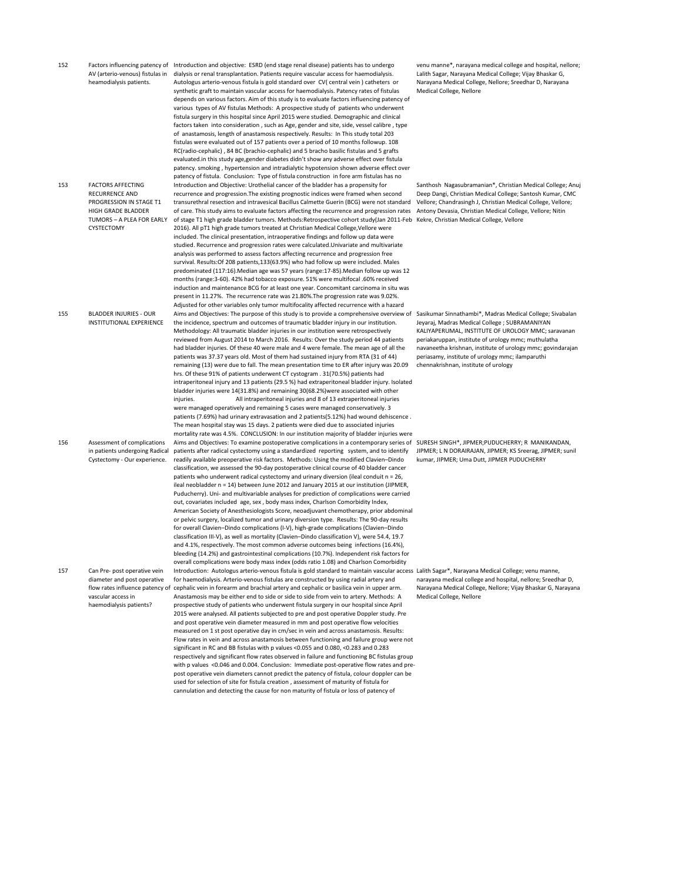| | | | |
|---|---|---|---|
| 152 | Factors influencing patency of AV (arterio-venous) fistulas in heamodialysis patients. | Introduction and objective: ESRD (end stage renal disease) patients has to undergo dialysis or renal transplantation. Patients require vascular access for haemodialysis. Autologus arterio-venous fistula is gold standard over CV( central vein ) catheters or synthetic graft to maintain vascular access for haemodialysis. Patency rates of fistulas depends on various factors. Aim of this study is to evaluate factors influencing patency of various types of AV fistulas Methods: A prospective study of patients who underwent fistula surgery in this hospital since April 2015 were studied. Demographic and clinical factors taken into consideration , such as Age, gender and site, side, vessel calibre , type of anastamosis, length of anastamosis respectively. Results: In This study total 203 fistulas were evaluated out of 157 patients over a period of 10 months followup. 108 RC(radio-cephalic) , 84 BC (brachio-cephalic) and 5 bracho basilic fistulas and 5 grafts evaluated.in this study age,gender diabetes didn't show any adverse effect over fistula patency. smoking , hypertension and intradialytic hypotension shown adverse effect over patency of fistula. Conclusion: Type of fistula construction in fore arm fistulas has no | venu manne*, narayana medical college and hospital, nellore; Lalith Sagar, Narayana Medical College, Nellore; Vijay Bhaskar G, Narayana Medical College, Nellore; Sreedhar D, Narayana Medical College, Nellore |
| 153 | FACTORS AFFECTING RECURRENCE AND PROGRESSION IN STAGE T1 HIGH GRADE BLADDER TUMORS – A PLEA FOR EARLY CYSTECTOMY | Introduction and Objective: Urothelial cancer of the bladder has a propensity for recurrence and progression.The existing prognostic indices were framed when second transurethral resection and intravesical Bacillus Calmette Guerin (BCG) were not standard of care. This study aims to evaluate factors affecting the recurrence and progression rates of stage T1 high grade bladder tumors. Methods:Retrospective cohort study(Jan 2011-Feb 2016). All pT1 high grade tumors treated at Christian Medical College,Vellore were included. The clinical presentation, intraoperative findings and follow up data were studied. Recurrence and progression rates were calculated.Univariate and multivariate analysis was performed to assess factors affecting recurrence and progression free survival. Results:Of 208 patients,133(63.9%) who had follow up were included. Males predominated (117:16).Median age was 57 years (range:17-85).Median follow up was 12 months (range:3-60). 42% had tobacco exposure. 51% were multifocal .60% received induction and maintenance BCG for at least one year. Concomitant carcinoma in situ was present in 11.27%. The recurrence rate was 21.80%.The progression rate was 9.02%. Adjusted for other variables only tumor multifocality affected recurrence with a hazard | Santhosh Nagasubramanian*, Christian Medical College; Anuj Deep Dangi, Christian Medical College; Santosh Kumar, CMC Vellore; Chandrasingh J, Christian Medical College, Vellore; Antony Devasia, Christian Medical College, Vellore; Nitin Kekre, Christian Medical College, Vellore |
| 155 | BLADDER INJURIES - OUR INSTITUTIONAL EXPERIENCE | Aims and Objectives: The purpose of this study is to provide a comprehensive overview of the incidence, spectrum and outcomes of traumatic bladder injury in our institution. Methodology: All traumatic bladder injuries in our institution were retrospectively reviewed from August 2014 to March 2016. Results: Over the study period 44 patients had bladder injuries. Of these 40 were male and 4 were female. The mean age of all the patients was 37.37 years old. Most of them had sustained injury from RTA (31 of 44) remaining (13) were due to fall. The mean presentation time to ER after injury was 20.09 hrs. Of these 91% of patients underwent CT cystogram . 31(70.5%) patients had intraperitoneal injury and 13 patients (29.5 %) had extraperitoneal bladder injury. Isolated bladder injuries were 14(31.8%) and remaining 30(68.2%)were associated with other injuries. All intraperitoneal injuries and 8 of 13 extraperitoneal injuries were managed operatively and remaining 5 cases were managed conservatively. 3 patients (7.69%) had urinary extravasation and 2 patients(5.12%) had wound dehiscence . The mean hospital stay was 15 days. 2 patients were died due to associated injuries mortality rate was 4.5%. CONCLUSION: In our institution majority of bladder injuries were | Sasikumar Sinnathambi*, Madras Medical College; Sivabalan Jeyaraj, Madras Medical College ; SUBRAMANIYAN KALIYAPERUMAL, INSTITUTE OF UROLOGY MMC; saravanan periakaruppan, institute of urology mmc; muthulatha navaneetha krishnan, institute of urology mmc; govindarajan periasamy, institute of urology mmc; ilamparuthi chennakrishnan, institute of urology |
| 156 | Assessment of complications in patients undergoing Radical Cystectomy - Our experience. | Aims and Objectives: To examine postoperative complications in a contemporary series of patients after radical cystectomy using a standardized reporting system, and to identify readily available preoperative risk factors. Methods: Using the modified Clavien–Dindo classification, we assessed the 90-day postoperative clinical course of 40 bladder cancer patients who underwent radical cystectomy and urinary diversion (ileal conduit n = 26, ileal neobladder n = 14) between June 2012 and January 2015 at our institution (JIPMER, Puducherry). Uni- and multivariable analyses for prediction of complications were carried out, covariates included age, sex , body mass index, Charlson Comorbidity Index, American Society of Anesthesiologists Score, neoadjuvant chemotherapy, prior abdominal or pelvic surgery, localized tumor and urinary diversion type. Results: The 90-day results for overall Clavien–Dindo complications (I-V), high-grade complications (Clavien–Dindo classification III-V), as well as mortality (Clavien–Dindo classification V), were 54.4, 19.7 and 4.1%, respectively. The most common adverse outcomes being infections (16.4%), bleeding (14.2%) and gastrointestinal complications (10.7%). Independent risk factors for overall complications were body mass index (odds ratio 1.08) and Charlson Comorbidity | SURESH SINGH*, JIPMER;PUDUCHERRY; R MANIKANDAN, JIPMER; L N DORAIRAJAN, JIPMER; KS Sreerag, JIPMER; sunil kumar, JIPMER; Uma Dutt, JIPMER PUDUCHERRY |
| 157 | Can Pre- post operative vein diameter and post operative flow rates influence patency of vascular access in haemodialysis patients? | Introduction: Autologus arterio-venous fistula is gold standard to maintain vascular access for haemodialysis. Arterio-venous fistulas are constructed by using radial artery and cephalic vein in forearm and brachial artery and cephalic or basilica vein in upper arm. Anastamosis may be either end to side or side to side from vein to artery. Methods: A prospective study of patients who underwent fistula surgery in our hospital since April 2015 were analysed. All patients subjected to pre and post operative Doppler study. Pre and post operative vein diameter measured in mm and post operative flow velocities measured on 1 st post operative day in cm/sec in vein and across anastamosis. Results: Flow rates in vein and across anastamosis between functioning and failure group were not significant in RC and BB fistulas with p values <0.055 and 0.080, <0.283 and 0.283 respectively and significant flow rates observed in failure and functioning BC fistulas group with p values <0.046 and 0.004. Conclusion: Immediate post-operative flow rates and pre-post operative vein diameters cannot predict the patency of fistula, colour doppler can be used for selection of site for fistula creation , assessment of maturity of fistula for cannulation and detecting the cause for non maturity of fistula or loss of patency of | Lalith Sagar*, Narayana Medical College; venu manne, narayana medical college and hospital, nellore; Sreedhar D, Narayana Medical College, Nellore; Vijay Bhaskar G, Narayana Medical College, Nellore |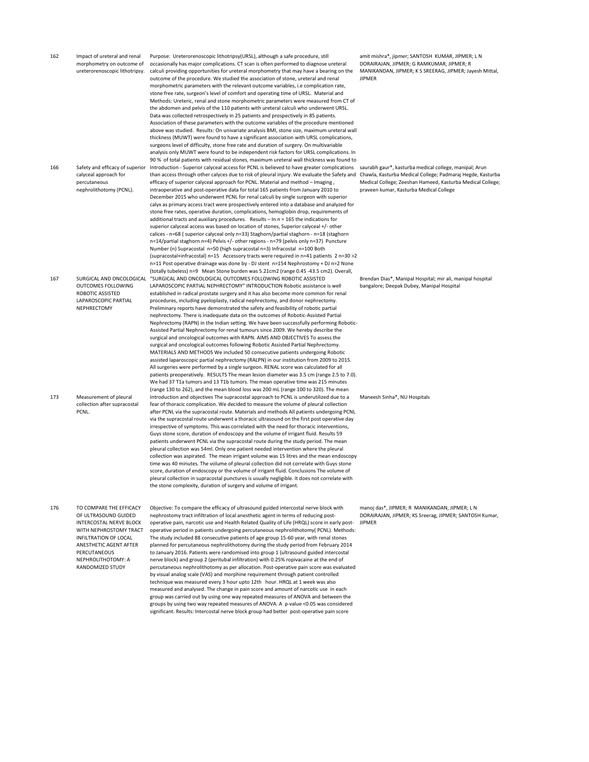| | | | |
|---|---|---|---|
| 162 | Impact of ureteral and renal morphometry on outcome of ureterorenoscopic lithotripsy. | Purpose: Ureterorenoscopic lithotripsy(URSL), although a safe procedure, still occasionally has major complications. CT scan is often performed to diagnose ureteral calculi providing opportunities for ureteral morphometry that may have a bearing on the outcome of the procedure. We studied the association of stone, ureteral and renal morphometric parameters with the relevant outcome variables, i.e complication rate, stone free rate, surgeon's level of comfort and operating time of URSL. Material and Methods: Ureteric, renal and stone morphometric parameters were measured from CT of the abdomen and pelvis of the 110 patients with ureteral calculi who underwent URSL. Data was collected retrospectively in 25 patients and prospectively in 85 patients. Association of these parameters with the outcome variables of the procedure mentioned above was studied. Results: On univariate analysis BMI, stone size, maximum ureteral wall thickness (MUWT) were found to have a significant association with URSL complications, surgeons level of difficulty, stone free rate and duration of surgery. On multivariable analysis only MUWT were found to be independent risk factors for URSL complications. In 90 % of total patients with residual stones, maximum ureteral wall thickness was found to | amit mishra*, jipmer; SANTOSH KUMAR, JIPMER; L N DORAIRAJAN, JIPMER; G RAMKUMAR, JIPMER; R MANIKANDAN, JIPMER; K S SREERAG, JIPMER; Jayesh Mittal, JIPMER |
| 166 | Safety and efficacy of superior calyceal approach for percutaneous nephrolithotomy (PCNL). | Introduction - Superior calyceal access for PCNL is believed to have greater complications than access through other calyces due to risk of pleural injury. We evaluate the Safety and efficacy of superior calyceal approach for PCNL. Material and method – Imaging , intraoperative and post-operative data for total 165 patients from January 2010 to December 2015 who underwent PCNL for renal calculi by single surgeon with superior calyx as primary access tract were prospectively entered into a database and analyzed for stone free rates, operative duration, complications, hemoglobin drop, requirements of additional tracts and auxiliary procedures. Results – In n = 165 the indications for superior calyceal access was based on location of stones, Superior calyceal +/- other calices - n=68 ( superior calyceal only n=33) Staghorn/partial staghorn - n=18 (staghorn n=14/partial staghorn n=4) Pelvis +/- other regions - n=79 (pelvis only n=37) Puncture Number (n) Supracostal n=50 (high supracostal n=3) Infracostal n=100 Both (supracostal+infracostal) n=15 Accessory tracts were required in n=41 patients 2 n=30 >2 n=11 Post operative drainage was done by - DJ stent n=154 Nephrostomy + DJ n=2 None (totally tubeless) n=9 Mean Stone burden was 5.21cm2 (range 0.45 -43.5 cm2). Overall, | saurabh gaur*, kasturba medical college, manipal; Arun Chawla, Kasturba Medical College; Padmaraj Hegde, Kasturba Medical College; Zeeshan Hameed, Kasturba Medical College; praveen kumar, Kasturba Medical College |
| 167 | SURGICAL AND ONCOLOGICAL OUTCOMES FOLLOWING ROBOTIC ASSISTED LAPAROSCOPIC PARTIAL NEPHRECTOMY | "SURGICAL AND ONCOLOGICAL OUTCOMES FOLLOWING ROBOTIC ASSISTED LAPAROSCOPIC PARTIAL NEPHRECTOMY" INTRODUCTION Robotic assistance is well established in radical prostate surgery and it has also become more common for renal procedures, including pyeloplasty, radical nephrectomy, and donor nephrectomy. Preliminary reports have demonstrated the safety and feasibility of robotic partial nephrectomy. There is inadequate data on the outcomes of Robotic-Assisted Partial Nephrectomy (RAPN) in the Indian setting. We have been successfully performing Robotic-Assisted Partial Nephrectomy for renal tumours since 2009. We hereby describe the surgical and oncological outcomes with RAPN. AIMS AND OBJECTIVES To assess the surgical and oncological outcomes following Robotic Assisted Partial Nephrectomy. MATERIALS AND METHODS We included 50 consecutive patients undergoing Robotic assisted laparoscopic partial nephrectomy (RALPN) in our institution from 2009 to 2015. All surgeries were performed by a single surgeon. RENAL score was calculated for all patients preoperatively. RESULTS The mean lesion diameter was 3.5 cm (range 2.5 to 7.0). We had 37 T1a tumors and 13 T1b tumors. The mean operative time was 215 minutes (range 130 to 262), and the mean blood loss was 200 mL (range 100 to 320). The mean | Brendan Dias*, Manipal Hospital; mir ali, manipal hospital bangalore; Deepak Dubey, Manipal Hospital |
| 173 | Measurement of pleural collection after supracostal PCNL. | Introduction and objectives The supracostal approach to PCNL is underutilized due to a fear of thoracic complication. We decided to measure the volume of pleural collection after PCNL via the supracostal route. Materials and methods All patients undergoing PCNL via the supracostal route underwent a thoracic ultrasound on the first post operative day irrespective of symptoms. This was correlated with the need for thoracic interventions, Guys stone score, duration of endoscopy and the volume of irrigant fluid. Results 59 patients underwent PCNL via the supracostal route during the study period. The mean pleural collection was 54ml. Only one patient needed intervention where the pleural collection was aspirated. The mean irrigant volume was 15 litres and the mean endoscopy time was 40 minutes. The volume of pleural collection did not correlate with Guys stone score, duration of endoscopy or the volume of irrigant fluid. Conclusions The volume of pleural collection in supracostal punctures is usually negligible. It does not correlate with the stone complexity, duration of surgery and volume of irrigant. | Maneesh Sinha*, NU Hospitals |
| 176 | TO COMPARE THE EFFICACY OF ULTRASOUND GUIDED INTERCOSTAL NERVE BLOCK WITH NEPHROSTOMY TRACT INFILTRATION OF LOCAL ANESTHETIC AGENT AFTER PERCUTANEOUS NEPHROLITHOTOMY: A RANDOMIZED STUDY | Objective: To compare the efficacy of ultrasound guided intercostal nerve block with nephrostomy tract infiltration of local anesthetic agent in terms of reducing post-operative pain, narcotic use and Health Related Quality of Life (HRQL) score in early post-operative period in patients undergoing percutaneous nephrolithotomy( PCNL). Methods: The study included 88 consecutive patients of age group 15-60 year, with renal stones planned for percutaneous nephrolithotomy during the study period from February 2014 to January 2016. Patients were randomised into group 1 (ultrasound guided intercostal nerve block) and group 2 (peritubal infiltration) with 0.25% ropivacaine at the end of percutaneous nephrolithotomy as per allocation. Post-operative pain score was evaluated by visual analog scale (VAS) and morphine requirement through patient controlled technique was measured every 3 hour upto 12th hour. HRQL at 1 week was also measured and analysed. The change in pain score and amount of narcotic use in each group was carried out by using one way repeated measures of ANOVA and between the groups by using two way repeated measures of ANOVA. A p-value <0.05 was considered significant. Results: Intercostal nerve block group had better post-operative pain score | manoj das*, JIPMER; R MANIKANDAN, JIPMER; L N DORAIRAJAN, JIPMER; KS Sreerag, JIPMER; SANTOSH Kumar, JIPMER |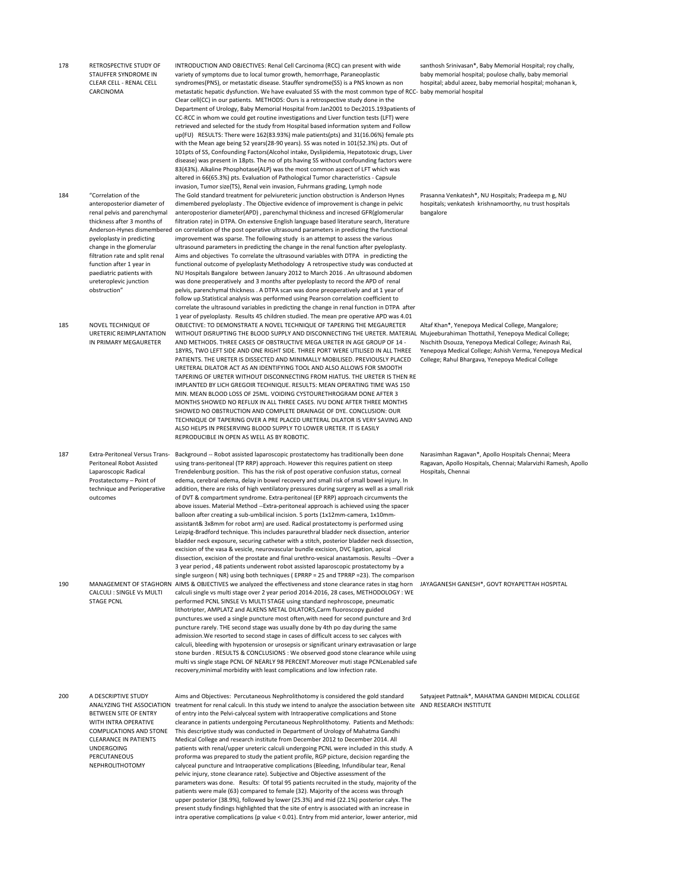| | | | |
|---|---|---|---|
| 178 | RETROSPECTIVE STUDY OF STAUFFER SYNDROME IN CLEAR CELL - RENAL CELL CARCINOMA | INTRODUCTION AND OBJECTIVES: Renal Cell Carcinoma (RCC) can present with wide variety of symptoms due to local tumor growth, hemorrhage, Paraneoplastic syndromes(PNS), or metastatic disease. Stauffer syndrome(SS) is a PNS known as non metastatic hepatic dysfunction. We have evaluated SS with the most common type of RCC-Clear cell(CC) in our patients. METHODS: Ours is a retrospective study done in the Department of Urology, Baby Memorial Hospital from Jan2001 to Dec2015.193patients of CC-RCC in whom we could get routine investigations and Liver function tests (LFT) were retrieved and selected for the study from Hospital based information system and Follow up(FU) RESULTS: There were 162(83.93%) male patients(pts) and 31(16.06%) female pts with the Mean age being 52 years(28-90 years). SS was noted in 101(52.3%) pts. Out of 101pts of SS, Confounding Factors(Alcohol intake, Dyslipidemia, Hepatotoxic drugs, Liver disease) was present in 18pts. The no of pts having SS without confounding factors were 83(43%). Alkaline Phosphotase(ALP) was the most common aspect of LFT which was altered in 66(65.3%) pts. Evaluation of Pathological Tumor characteristics - Capsule invasion, Tumor size(TS), Renal vein invasion, Fuhrmans grading, Lymph node | santhosh Srinivasan*, Baby Memorial Hospital; roy chally, baby memorial hospital; poulose chally, baby memorial hospital; abdul azeez, baby memorial hospital; mohanan k, baby memorial hospital |
| 184 | "Correlation of the anteroposterior diameter of renal pelvis and parenchymal thickness after 3 months of Anderson-Hynes dismembered pyeloplasty in predicting change in the glomerular filtration rate and split renal function after 1 year in paediatric patients with ureteroplevic junction obstruction" | The Gold standard treatment for pelviureteric junction obstruction is Anderson Hynes dimembered pyeloplasty . The Objective evidence of improvement is change in pelvic anteroposterior diameter(APD) , parenchymal thickness and incresed GFR(glomerular filtration rate) in DTPA. On extensive English language based literature search, literature on correlation of the post operative ultrasound parameters in predicting the functional improvement was sparse. The following study is an attempt to assess the various ultrasound parameters in predicting the change in the renal function after pyeloplasty. Aims and objectives To correlate the ultrasound variables with DTPA in predicting the functional outcome of pyeloplasty Methodology A retrospective study was conducted at NU Hospitals Bangalore between January 2012 to March 2016 . An ultrasound abdomen was done preoperatively and 3 months after pyeloplasty to record the APD of renal pelvis, parenchymal thickness . A DTPA scan was done preoperatively and at 1 year of follow up.Statistical analysis was performed using Pearson correlation coefficient to correlate the ultrasound variables in predicting the change in renal function in DTPA after 1 year of pyeloplasty. Results 45 children studied. The mean pre operative APD was 4.01 | Prasanna Venkatesh*, NU Hospitals; Pradeepa m g, NU hospitals; venkatesh krishnamoorthy, nu trust hospitals bangalore |
| 185 | NOVEL TECHNIQUE OF URETERIC REIMPLANTATION IN PRIMARY MEGAURETER | OBJECTIVE: TO DEMONSTRATE A NOVEL TECHNIQUE OF TAPERING THE MEGAURETER WITHOUT DISRUPTING THE BLOOD SUPPLY AND DISCONNECTING THE URETER. MATERIAL AND METHODS. THREE CASES OF OBSTRUCTIVE MEGA URETER IN AGE GROUP OF 14 - 18YRS, TWO LEFT SIDE AND ONE RIGHT SIDE. THREE PORT WERE UTILISED IN ALL THREE PATIENTS. THE URETER IS DISSECTED AND MINIMALLY MOBILISED. PREVIOUSLY PLACED URETERAL DILATOR ACT AS AN IDENTIFYING TOOL AND ALSO ALLOWS FOR SMOOTH TAPERING OF URETER WITHOUT DISCONNECTING FROM HIATUS. THE URETER IS THEN RE IMPLANTED BY LICH GREGOIR TECHNIQUE. RESULTS: MEAN OPERATING TIME WAS 150 MIN. MEAN BLOOD LOSS OF 25ML. VOIDING CYSTOURETHROGRAM DONE AFTER 3 MONTHS SHOWED NO REFLUX IN ALL THREE CASES. IVU DONE AFTER THREE MONTHS SHOWED NO OBSTRUCTION AND COMPLETE DRAINAGE OF DYE. CONCLUSION: OUR TECHNIQUE OF TAPERING OVER A PRE PLACED URETERAL DILATOR IS VERY SAVING AND ALSO HELPS IN PRESERVING BLOOD SUPPLY TO LOWER URETER. IT IS EASILY REPRODUCIBLE IN OPEN AS WELL AS BY ROBOTIC. | Altaf Khan*, Yenepoya Medical College, Mangalore; Mujeeburahiman Thottathil, Yenepoya Medical College; Nischith Dsouza, Yenepoya Medical College; Avinash Rai, Yenepoya Medical College; Ashish Verma, Yenepoya Medical College; Rahul Bhargava, Yenepoya Medical College |
| 187 | Extra-Peritoneal Versus Trans-Peritoneal Robot Assisted Laparoscopic Radical Prostatectomy – Point of technique and Perioperative outcomes | Background -- Robot assisted laparoscopic prostatectomy has traditionally been done using trans-peritoneal (TP RRP) approach. However this requires patient on steep Trendelenburg position. This has the risk of post operative confusion status, corneal edema, cerebral edema, delay in bowel recovery and small risk of small bowel injury. In addition, there are risks of high ventilatory pressures during surgery as well as a small risk of DVT & compartment syndrome. Extra-peritoneal (EP RRP) approach circumvents the above issues. Material Method --Extra-peritoneal approach is achieved using the spacer balloon after creating a sub-umbilical incision. 5 ports (1x12mm-camera, 1x10mm-assistant& 3x8mm for robot arm) are used. Radical prostatectomy is performed using Leizpig-Bradford technique. This includes paraurethral bladder neck dissection, anterior bladder neck exposure, securing catheter with a stitch, posterior bladder neck dissection, excision of the vasa & vesicle, neurovascular bundle excision, DVC ligation, apical dissection, excision of the prostate and final urethro-vesical anastamosis. Results --Over a 3 year period , 48 patients underwent robot assisted laparoscopic prostatectomy by a single surgeon ( NR) using both techniques ( EPRRP = 25 and TPRRP =23). The comparison | Narasimhan Ragavan*, Apollo Hospitals Chennai; Meera Ragavan, Apollo Hospitals, Chennai; Malarvizhi Ramesh, Apollo Hospitals, Chennai |
| 190 | MANAGEMENT OF STAGHORN CALCULI : SINGLE Vs MULTI STAGE PCNL | AIMS & OBJECTIVES we analyzed the effectiveness and stone clearance rates in stag horn calculi single vs multi stage over 2 year period 2014-2016, 28 cases, METHODOLOGY : WE performed PCNL SINSLE Vs MULTI STAGE using standard nephroscope, pneumatic lithotripter, AMPLATZ and ALKENS METAL DILATORS,Carm fluoroscopy guided punctures.we used a single puncture most often,with need for second puncture and 3rd puncture rarely. THE second stage was usually done by 4th po day during the same admission.We resorted to second stage in cases of difficult access to sec calyces with calculi, bleeding with hypotension or urosepsis or significant urinary extravasation or large stone burden . RESULTS & CONCLUSIONS : We observed good stone clearance while using multi vs single stage PCNL OF NEARLY 98 PERCENT.Moreover muti stage PCNLenabled safe recovery,minimal morbidity with least complications and low infection rate. | JAYAGANESH GANESH*, GOVT ROYAPETTAH HOSPITAL |
| 200 | A DESCRIPTIVE STUDY ANALYZING THE ASSOCIATION BETWEEN SITE OF ENTRY WITH INTRA OPERATIVE COMPLICATIONS AND STONE CLEARANCE IN PATIENTS UNDERGOING PERCUTANEOUS NEPHROLITHOTOMY | Aims and Objectives: Percutaneous Nephrolithotomy is considered the gold standard treatment for renal calculi. In this study we intend to analyze the association between site of entry into the Pelvi-calyceal system with Intraoperative complications and Stone clearance in patients undergoing Percutaneous Nephrolithotomy. Patients and Methods: This descriptive study was conducted in Department of Urology of Mahatma Gandhi Medical College and research institute from December 2012 to December 2014. All patients with renal/upper ureteric calculi undergoing PCNL were included in this study. A proforma was prepared to study the patient profile, RGP picture, decision regarding the calyceal puncture and Intraoperative complications (Bleeding, Infundibular tear, Renal pelvic injury, stone clearance rate). Subjective and Objective assessment of the parameters was done. Results: Of total 95 patients recruited in the study, majority of the patients were male (63) compared to female (32). Majority of the access was through upper posterior (38.9%), followed by lower (25.3%) and mid (22.1%) posterior calyx. The present study findings highlighted that the site of entry is associated with an increase in intra operative complications (p value < 0.01). Entry from mid anterior, lower anterior, mid | Satyajeet Pattnaik*, MAHATMA GANDHI MEDICAL COLLEGE AND RESEARCH INSTITUTE |